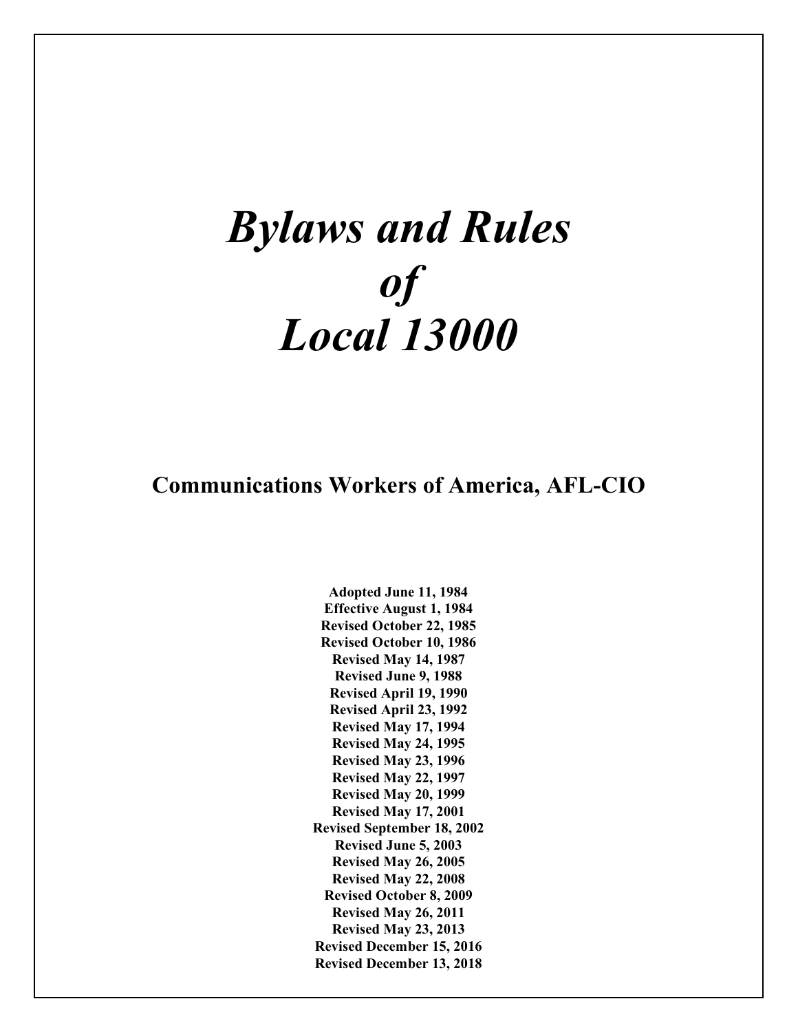# *Bylaws and Rules of Local 13000*

## Communications Workers of America, AFL-CIO

**Adopted June 11, 1984**
**Effective August 1, 1984**
**Revised October 22, 1985**
**Revised October 10, 1986**
**Revised May 14, 1987**
**Revised June 9, 1988**
**Revised April 19, 1990**
**Revised April 23, 1992**
**Revised May 17, 1994**
**Revised May 24, 1995**
**Revised May 23, 1996**
**Revised May 22, 1997**
**Revised May 20, 1999**
**Revised May 17, 2001**
**Revised September 18, 2002**
**Revised June 5, 2003**
**Revised May 26, 2005**
**Revised May 22, 2008**
**Revised October 8, 2009**
**Revised May 26, 2011**
**Revised May 23, 2013**
**Revised December 15, 2016**
**Revised December 13, 2018**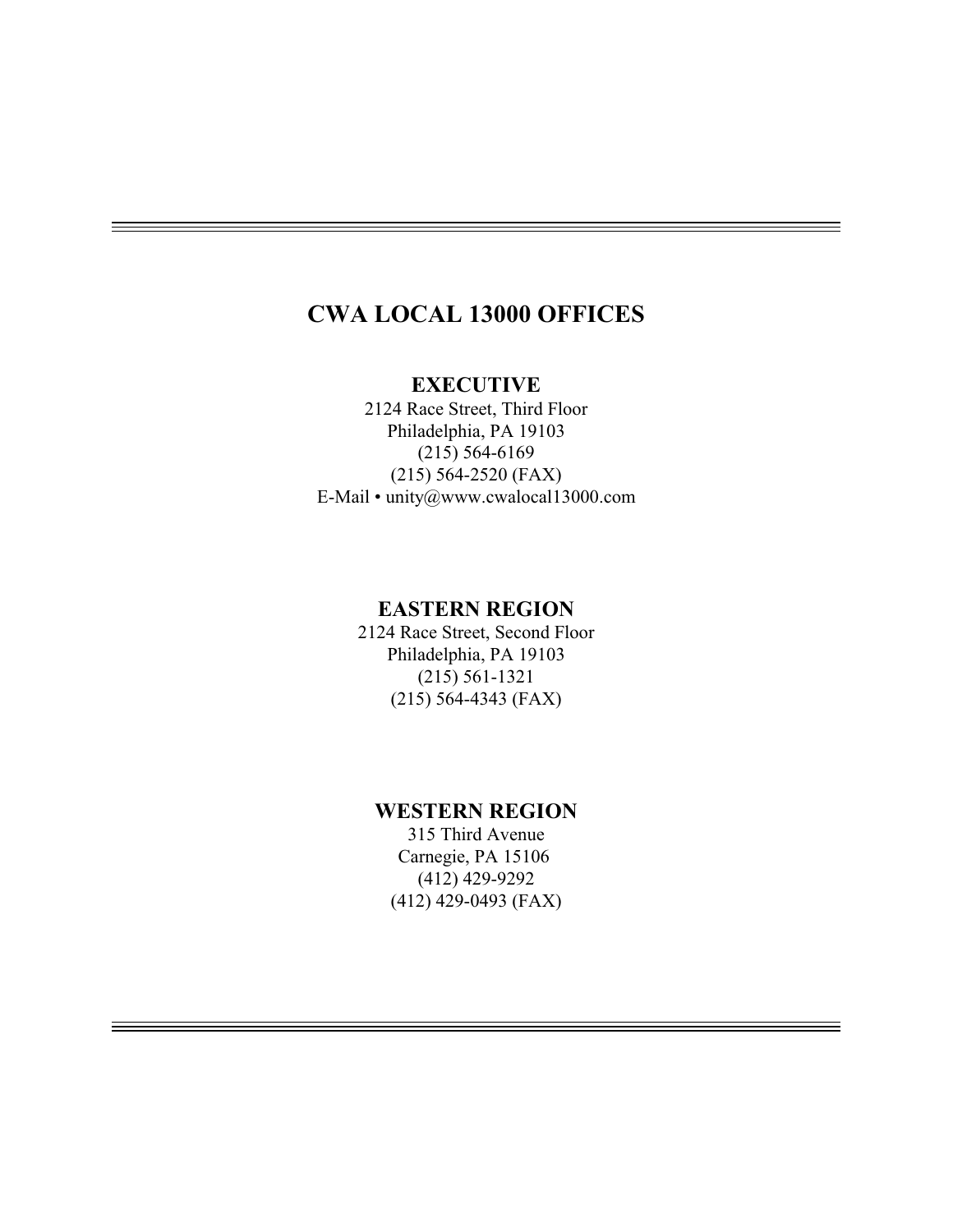# CWA LOCAL 13000 OFFICES

## EXECUTIVE

2124 Race Street, Third Floor
Philadelphia, PA 19103
(215) 564-6169
(215) 564-2520 (FAX)
E-Mail • unity@www.cwalocal13000.com

## EASTERN REGION

2124 Race Street, Second Floor
Philadelphia, PA 19103
(215) 561-1321
(215) 564-4343 (FAX)

## WESTERN REGION

315 Third Avenue
Carnegie, PA 15106
(412) 429-9292
(412) 429-0493 (FAX)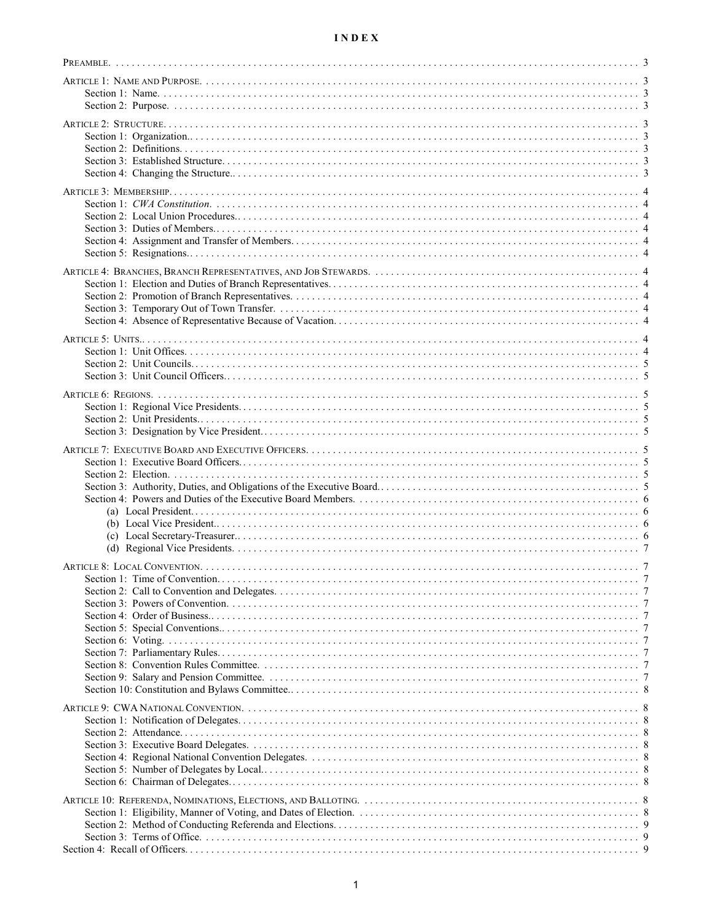# INDEX

| | |
|---|---|
| PREAMBLE | 3 |
| ARTICLE 1: NAME AND PURPOSE | 3 |
| Section 1: Name | 3 |
| Section 2: Purpose | 3 |
| ARTICLE 2: STRUCTURE | 3 |
| Section 1: Organization | 3 |
| Section 2: Definitions | 3 |
| Section 3: Established Structure | 3 |
| Section 4: Changing the Structure | 3 |
| ARTICLE 3: MEMBERSHIP | 4 |
| Section 1: *CWA Constitution* | 4 |
| Section 2: Local Union Procedures | 4 |
| Section 3: Duties of Members | 4 |
| Section 4: Assignment and Transfer of Members | 4 |
| Section 5: Resignations | 4 |
| ARTICLE 4: BRANCHES, BRANCH REPRESENTATIVES, AND JOB STEWARDS | 4 |
| Section 1: Election and Duties of Branch Representatives | 4 |
| Section 2: Promotion of Branch Representatives | 4 |
| Section 3: Temporary Out of Town Transfer | 4 |
| Section 4: Absence of Representative Because of Vacation | 4 |
| ARTICLE 5: UNITS | 4 |
| Section 1: Unit Offices | 4 |
| Section 2: Unit Councils | 5 |
| Section 3: Unit Council Officers | 5 |
| ARTICLE 6: REGIONS | 5 |
| Section 1: Regional Vice Presidents | 5 |
| Section 2: Unit Presidents | 5 |
| Section 3: Designation by Vice President | 5 |
| ARTICLE 7: EXECUTIVE BOARD AND EXECUTIVE OFFICERS | 5 |
| Section 1: Executive Board Officers | 5 |
| Section 2: Election | 5 |
| Section 3: Authority, Duties, and Obligations of the Executive Board | 5 |
| Section 4: Powers and Duties of the Executive Board Members | 6 |
| (a) Local President | 6 |
| (b) Local Vice President | 6 |
| (c) Local Secretary-Treasurer | 6 |
| (d) Regional Vice Presidents | 7 |
| ARTICLE 8: LOCAL CONVENTION | 7 |
| Section 1: Time of Convention | 7 |
| Section 2: Call to Convention and Delegates | 7 |
| Section 3: Powers of Convention | 7 |
| Section 4: Order of Business | 7 |
| Section 5: Special Conventions | 7 |
| Section 6: Voting | 7 |
| Section 7: Parliamentary Rules | 7 |
| Section 8: Convention Rules Committee | 7 |
| Section 9: Salary and Pension Committee | 7 |
| Section 10: Constitution and Bylaws Committee | 8 |
| ARTICLE 9: CWA NATIONAL CONVENTION | 8 |
| Section 1: Notification of Delegates | 8 |
| Section 2: Attendance | 8 |
| Section 3: Executive Board Delegates | 8 |
| Section 4: Regional National Convention Delegates | 8 |
| Section 5: Number of Delegates by Local | 8 |
| Section 6: Chairman of Delegates | 8 |
| ARTICLE 10: REFERENDA, NOMINATIONS, ELECTIONS, AND BALLOTING | 8 |
| Section 1: Eligibility, Manner of Voting, and Dates of Election | 8 |
| Section 2: Method of Conducting Referenda and Elections | 9 |
| Section 3: Terms of Office | 9 |
| Section 4: Recall of Officers | 9 |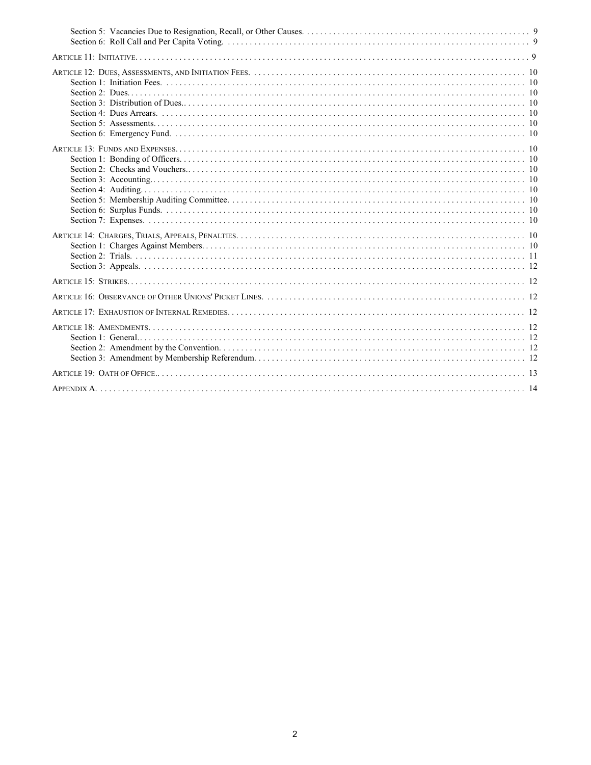Section 5: Vacancies Due to Resignation, Recall, or Other Causes. . . . . . . . . . . . . . . . . . . . . . . . . . . . . . . . . . . . . . . . . . . . . . . . . . . 9
Section 6: Roll Call and Per Capita Voting. . . . . . . . . . . . . . . . . . . . . . . . . . . . . . . . . . . . . . . . . . . . . . . . . . . . . . . . . . . . . . . . . 9

ARTICLE 11: INITIATIVE. . . . . . . . . . . . . . . . . . . . . . . . . . . . . . . . . . . . . . . . . . . . . . . . . . . . . . . . . . . . . . . . . . . . . . . . . . . . . . . . 9

ARTICLE 12: DUES, ASSESSMENTS, AND INITIATION FEES. . . . . . . . . . . . . . . . . . . . . . . . . . . . . . . . . . . . . . . . . . . . . . . . . . . . . . . 10
Section 1: Initiation Fees. . . . . . . . . . . . . . . . . . . . . . . . . . . . . . . . . . . . . . . . . . . . . . . . . . . . . . . . . . . . . . . . . . . . . . . . . 10
Section 2: Dues. . . . . . . . . . . . . . . . . . . . . . . . . . . . . . . . . . . . . . . . . . . . . . . . . . . . . . . . . . . . . . . . . . . . . . . . . . . . . . . 10
Section 3: Distribution of Dues.. . . . . . . . . . . . . . . . . . . . . . . . . . . . . . . . . . . . . . . . . . . . . . . . . . . . . . . . . . . . . . . . . . . 10
Section 4: Dues Arrears. . . . . . . . . . . . . . . . . . . . . . . . . . . . . . . . . . . . . . . . . . . . . . . . . . . . . . . . . . . . . . . . . . . . . . . . . 10
Section 5: Assessments. . . . . . . . . . . . . . . . . . . . . . . . . . . . . . . . . . . . . . . . . . . . . . . . . . . . . . . . . . . . . . . . . . . . . . . . . 10
Section 6: Emergency Fund. . . . . . . . . . . . . . . . . . . . . . . . . . . . . . . . . . . . . . . . . . . . . . . . . . . . . . . . . . . . . . . . . . . . . . 10

ARTICLE 13: FUNDS AND EXPENSES. . . . . . . . . . . . . . . . . . . . . . . . . . . . . . . . . . . . . . . . . . . . . . . . . . . . . . . . . . . . . . . . . . . . . 10
Section 1: Bonding of Officers. . . . . . . . . . . . . . . . . . . . . . . . . . . . . . . . . . . . . . . . . . . . . . . . . . . . . . . . . . . . . . . . . . . . 10
Section 2: Checks and Vouchers.. . . . . . . . . . . . . . . . . . . . . . . . . . . . . . . . . . . . . . . . . . . . . . . . . . . . . . . . . . . . . . . . . . 10
Section 3: Accounting.. . . . . . . . . . . . . . . . . . . . . . . . . . . . . . . . . . . . . . . . . . . . . . . . . . . . . . . . . . . . . . . . . . . . . . . . . . 10
Section 4: Auditing. . . . . . . . . . . . . . . . . . . . . . . . . . . . . . . . . . . . . . . . . . . . . . . . . . . . . . . . . . . . . . . . . . . . . . . . . . . . . 10
Section 5: Membership Auditing Committee. . . . . . . . . . . . . . . . . . . . . . . . . . . . . . . . . . . . . . . . . . . . . . . . . . . . . . . . . . 10
Section 6: Surplus Funds. . . . . . . . . . . . . . . . . . . . . . . . . . . . . . . . . . . . . . . . . . . . . . . . . . . . . . . . . . . . . . . . . . . . . . . . 10
Section 7: Expenses. . . . . . . . . . . . . . . . . . . . . . . . . . . . . . . . . . . . . . . . . . . . . . . . . . . . . . . . . . . . . . . . . . . . . . . . . . . 10

ARTICLE 14: CHARGES, TRIALS, APPEALS, PENALTIES. . . . . . . . . . . . . . . . . . . . . . . . . . . . . . . . . . . . . . . . . . . . . . . . . . . . . . . 10
Section 1: Charges Against Members. . . . . . . . . . . . . . . . . . . . . . . . . . . . . . . . . . . . . . . . . . . . . . . . . . . . . . . . . . . . . . . 10
Section 2: Trials. . . . . . . . . . . . . . . . . . . . . . . . . . . . . . . . . . . . . . . . . . . . . . . . . . . . . . . . . . . . . . . . . . . . . . . . . . . . . . 11
Section 3: Appeals. . . . . . . . . . . . . . . . . . . . . . . . . . . . . . . . . . . . . . . . . . . . . . . . . . . . . . . . . . . . . . . . . . . . . . . . . . . . 12

ARTICLE 15: STRIKES. . . . . . . . . . . . . . . . . . . . . . . . . . . . . . . . . . . . . . . . . . . . . . . . . . . . . . . . . . . . . . . . . . . . . . . . . . . . . . . . 12

ARTICLE 16: OBSERVANCE OF OTHER UNIONS' PICKET LINES. . . . . . . . . . . . . . . . . . . . . . . . . . . . . . . . . . . . . . . . . . . . . . . . . . 12

ARTICLE 17: EXHAUSTION OF INTERNAL REMEDIES. . . . . . . . . . . . . . . . . . . . . . . . . . . . . . . . . . . . . . . . . . . . . . . . . . . . . . . . . . 12

ARTICLE 18: AMENDMENTS. . . . . . . . . . . . . . . . . . . . . . . . . . . . . . . . . . . . . . . . . . . . . . . . . . . . . . . . . . . . . . . . . . . . . . . . . . . 12
Section 1: General.. . . . . . . . . . . . . . . . . . . . . . . . . . . . . . . . . . . . . . . . . . . . . . . . . . . . . . . . . . . . . . . . . . . . . . . . . . . . . 12
Section 2: Amendment by the Convention. . . . . . . . . . . . . . . . . . . . . . . . . . . . . . . . . . . . . . . . . . . . . . . . . . . . . . . . . . . . 12
Section 3: Amendment by Membership Referendum. . . . . . . . . . . . . . . . . . . . . . . . . . . . . . . . . . . . . . . . . . . . . . . . . . . . . 12

ARTICLE 19: OATH OF OFFICE.. . . . . . . . . . . . . . . . . . . . . . . . . . . . . . . . . . . . . . . . . . . . . . . . . . . . . . . . . . . . . . . . . . . . . . . . 13

APPENDIX A. . . . . . . . . . . . . . . . . . . . . . . . . . . . . . . . . . . . . . . . . . . . . . . . . . . . . . . . . . . . . . . . . . . . . . . . . . . . . . . . . . . . . 14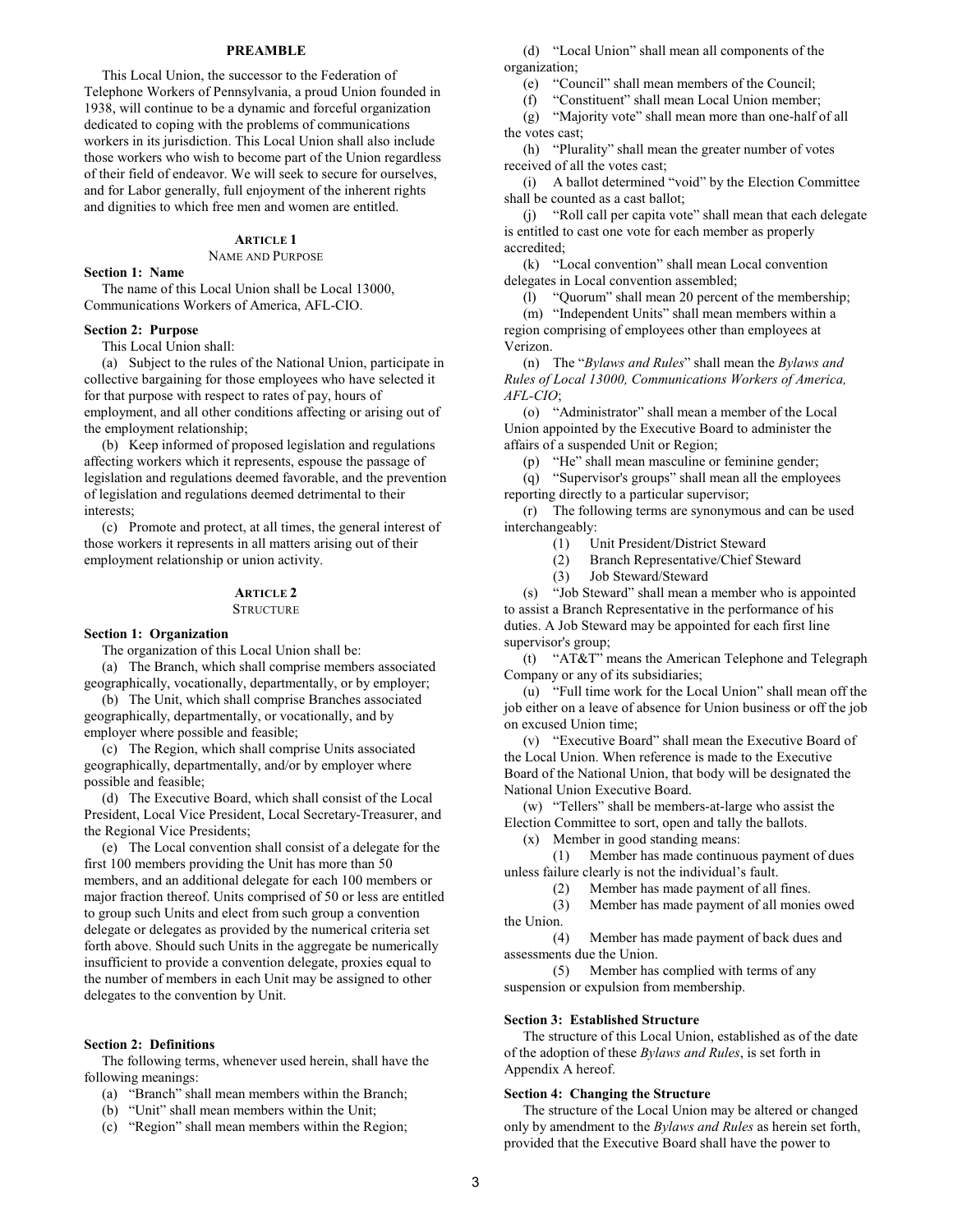## PREAMBLE

This Local Union, the successor to the Federation of Telephone Workers of Pennsylvania, a proud Union founded in 1938, will continue to be a dynamic and forceful organization dedicated to coping with the problems of communications workers in its jurisdiction. This Local Union shall also include those workers who wish to become part of the Union regardless of their field of endeavor. We will seek to secure for ourselves, and for Labor generally, full enjoyment of the inherent rights and dignities to which free men and women are entitled.

## ARTICLE 1
### NAME AND PURPOSE

**Section 1: Name**

The name of this Local Union shall be Local 13000, Communications Workers of America, AFL-CIO.

**Section 2: Purpose**

This Local Union shall:

(a) Subject to the rules of the National Union, participate in collective bargaining for those employees who have selected it for that purpose with respect to rates of pay, hours of employment, and all other conditions affecting or arising out of the employment relationship;

(b) Keep informed of proposed legislation and regulations affecting workers which it represents, espouse the passage of legislation and regulations deemed favorable, and the prevention of legislation and regulations deemed detrimental to their interests;

(c) Promote and protect, at all times, the general interest of those workers it represents in all matters arising out of their employment relationship or union activity.

## ARTICLE 2
### STRUCTURE

**Section 1: Organization**

The organization of this Local Union shall be:

(a) The Branch, which shall comprise members associated geographically, vocationally, departmentally, or by employer;

(b) The Unit, which shall comprise Branches associated geographically, departmentally, or vocationally, and by employer where possible and feasible;

(c) The Region, which shall comprise Units associated geographically, departmentally, and/or by employer where possible and feasible;

(d) The Executive Board, which shall consist of the Local President, Local Vice President, Local Secretary-Treasurer, and the Regional Vice Presidents;

(e) The Local convention shall consist of a delegate for the first 100 members providing the Unit has more than 50 members, and an additional delegate for each 100 members or major fraction thereof. Units comprised of 50 or less are entitled to group such Units and elect from such group a convention delegate or delegates as provided by the numerical criteria set forth above. Should such Units in the aggregate be numerically insufficient to provide a convention delegate, proxies equal to the number of members in each Unit may be assigned to other delegates to the convention by Unit.

**Section 2: Definitions**

The following terms, whenever used herein, shall have the following meanings:

(a) "Branch" shall mean members within the Branch;

(b) "Unit" shall mean members within the Unit;

(c) "Region" shall mean members within the Region;

(d) "Local Union" shall mean all components of the organization;

(e) "Council" shall mean members of the Council;

(f) "Constituent" shall mean Local Union member;

(g) "Majority vote" shall mean more than one-half of all the votes cast;

(h) "Plurality" shall mean the greater number of votes received of all the votes cast;

(i) A ballot determined "void" by the Election Committee shall be counted as a cast ballot;

(j) "Roll call per capita vote" shall mean that each delegate is entitled to cast one vote for each member as properly accredited;

(k) "Local convention" shall mean Local convention delegates in Local convention assembled;

(l) "Quorum" shall mean 20 percent of the membership;

(m) "Independent Units" shall mean members within a region comprising of employees other than employees at Verizon.

(n) The "*Bylaws and Rules*" shall mean the *Bylaws and Rules of Local 13000, Communications Workers of America, AFL-CIO*;

(o) "Administrator" shall mean a member of the Local Union appointed by the Executive Board to administer the affairs of a suspended Unit or Region;

(p) "He" shall mean masculine or feminine gender;

(q) "Supervisor's groups" shall mean all the employees reporting directly to a particular supervisor;

(r) The following terms are synonymous and can be used interchangeably:

(1) Unit President/District Steward

(2) Branch Representative/Chief Steward

(3) Job Steward/Steward

(s) "Job Steward" shall mean a member who is appointed to assist a Branch Representative in the performance of his duties. A Job Steward may be appointed for each first line supervisor's group;

(t) "AT&T" means the American Telephone and Telegraph Company or any of its subsidiaries;

(u) "Full time work for the Local Union" shall mean off the job either on a leave of absence for Union business or off the job on excused Union time;

(v) "Executive Board" shall mean the Executive Board of the Local Union. When reference is made to the Executive Board of the National Union, that body will be designated the National Union Executive Board.

(w) "Tellers" shall be members-at-large who assist the Election Committee to sort, open and tally the ballots.

(x) Member in good standing means:

(1) Member has made continuous payment of dues unless failure clearly is not the individual's fault.

(2) Member has made payment of all fines.

(3) Member has made payment of all monies owed the Union.

(4) Member has made payment of back dues and assessments due the Union.

(5) Member has complied with terms of any suspension or expulsion from membership.

**Section 3: Established Structure**

The structure of this Local Union, established as of the date of the adoption of these *Bylaws and Rules*, is set forth in Appendix A hereof.

**Section 4: Changing the Structure**

The structure of the Local Union may be altered or changed only by amendment to the *Bylaws and Rules* as herein set forth, provided that the Executive Board shall have the power to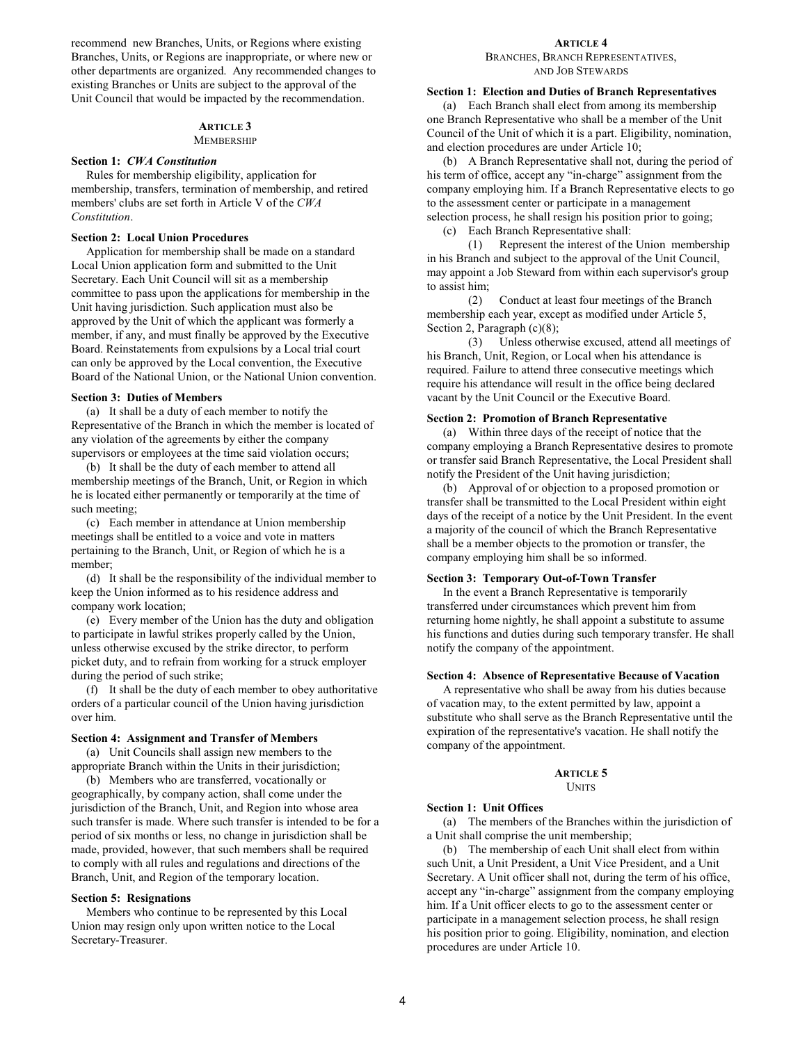recommend new Branches, Units, or Regions where existing Branches, Units, or Regions are inappropriate, or where new or other departments are organized. Any recommended changes to existing Branches or Units are subject to the approval of the Unit Council that would be impacted by the recommendation.

## ARTICLE 3
MEMBERSHIP

**Section 1: *CWA Constitution***

Rules for membership eligibility, application for membership, transfers, termination of membership, and retired members' clubs are set forth in Article V of the *CWA Constitution*.

**Section 2: Local Union Procedures**

Application for membership shall be made on a standard Local Union application form and submitted to the Unit Secretary. Each Unit Council will sit as a membership committee to pass upon the applications for membership in the Unit having jurisdiction. Such application must also be approved by the Unit of which the applicant was formerly a member, if any, and must finally be approved by the Executive Board. Reinstatements from expulsions by a Local trial court can only be approved by the Local convention, the Executive Board of the National Union, or the National Union convention.

**Section 3: Duties of Members**

(a) It shall be a duty of each member to notify the Representative of the Branch in which the member is located of any violation of the agreements by either the company supervisors or employees at the time said violation occurs;

(b) It shall be the duty of each member to attend all membership meetings of the Branch, Unit, or Region in which he is located either permanently or temporarily at the time of such meeting;

(c) Each member in attendance at Union membership meetings shall be entitled to a voice and vote in matters pertaining to the Branch, Unit, or Region of which he is a member;

(d) It shall be the responsibility of the individual member to keep the Union informed as to his residence address and company work location;

(e) Every member of the Union has the duty and obligation to participate in lawful strikes properly called by the Union, unless otherwise excused by the strike director, to perform picket duty, and to refrain from working for a struck employer during the period of such strike;

(f) It shall be the duty of each member to obey authoritative orders of a particular council of the Union having jurisdiction over him.

**Section 4: Assignment and Transfer of Members**

(a) Unit Councils shall assign new members to the appropriate Branch within the Units in their jurisdiction;

(b) Members who are transferred, vocationally or geographically, by company action, shall come under the jurisdiction of the Branch, Unit, and Region into whose area such transfer is made. Where such transfer is intended to be for a period of six months or less, no change in jurisdiction shall be made, provided, however, that such members shall be required to comply with all rules and regulations and directions of the Branch, Unit, and Region of the temporary location.

**Section 5: Resignations**

Members who continue to be represented by this Local Union may resign only upon written notice to the Local Secretary-Treasurer.

## ARTICLE 4
BRANCHES, BRANCH REPRESENTATIVES, AND JOB STEWARDS

**Section 1: Election and Duties of Branch Representatives**

(a) Each Branch shall elect from among its membership one Branch Representative who shall be a member of the Unit Council of the Unit of which it is a part. Eligibility, nomination, and election procedures are under Article 10;

(b) A Branch Representative shall not, during the period of his term of office, accept any "in-charge" assignment from the company employing him. If a Branch Representative elects to go to the assessment center or participate in a management selection process, he shall resign his position prior to going;

(c) Each Branch Representative shall:

(1) Represent the interest of the Union membership in his Branch and subject to the approval of the Unit Council, may appoint a Job Steward from within each supervisor's group to assist him;

(2) Conduct at least four meetings of the Branch membership each year, except as modified under Article 5, Section 2, Paragraph (c)(8);

(3) Unless otherwise excused, attend all meetings of his Branch, Unit, Region, or Local when his attendance is required. Failure to attend three consecutive meetings which require his attendance will result in the office being declared vacant by the Unit Council or the Executive Board.

**Section 2: Promotion of Branch Representative**

(a) Within three days of the receipt of notice that the company employing a Branch Representative desires to promote or transfer said Branch Representative, the Local President shall notify the President of the Unit having jurisdiction;

(b) Approval of or objection to a proposed promotion or transfer shall be transmitted to the Local President within eight days of the receipt of a notice by the Unit President. In the event a majority of the council of which the Branch Representative shall be a member objects to the promotion or transfer, the company employing him shall be so informed.

**Section 3: Temporary Out-of-Town Transfer**

In the event a Branch Representative is temporarily transferred under circumstances which prevent him from returning home nightly, he shall appoint a substitute to assume his functions and duties during such temporary transfer. He shall notify the company of the appointment.

**Section 4: Absence of Representative Because of Vacation**

A representative who shall be away from his duties because of vacation may, to the extent permitted by law, appoint a substitute who shall serve as the Branch Representative until the expiration of the representative's vacation. He shall notify the company of the appointment.

## ARTICLE 5
UNITS

**Section 1: Unit Offices**

(a) The members of the Branches within the jurisdiction of a Unit shall comprise the unit membership;

(b) The membership of each Unit shall elect from within such Unit, a Unit President, a Unit Vice President, and a Unit Secretary. A Unit officer shall not, during the term of his office, accept any "in-charge" assignment from the company employing him. If a Unit officer elects to go to the assessment center or participate in a management selection process, he shall resign his position prior to going. Eligibility, nomination, and election procedures are under Article 10.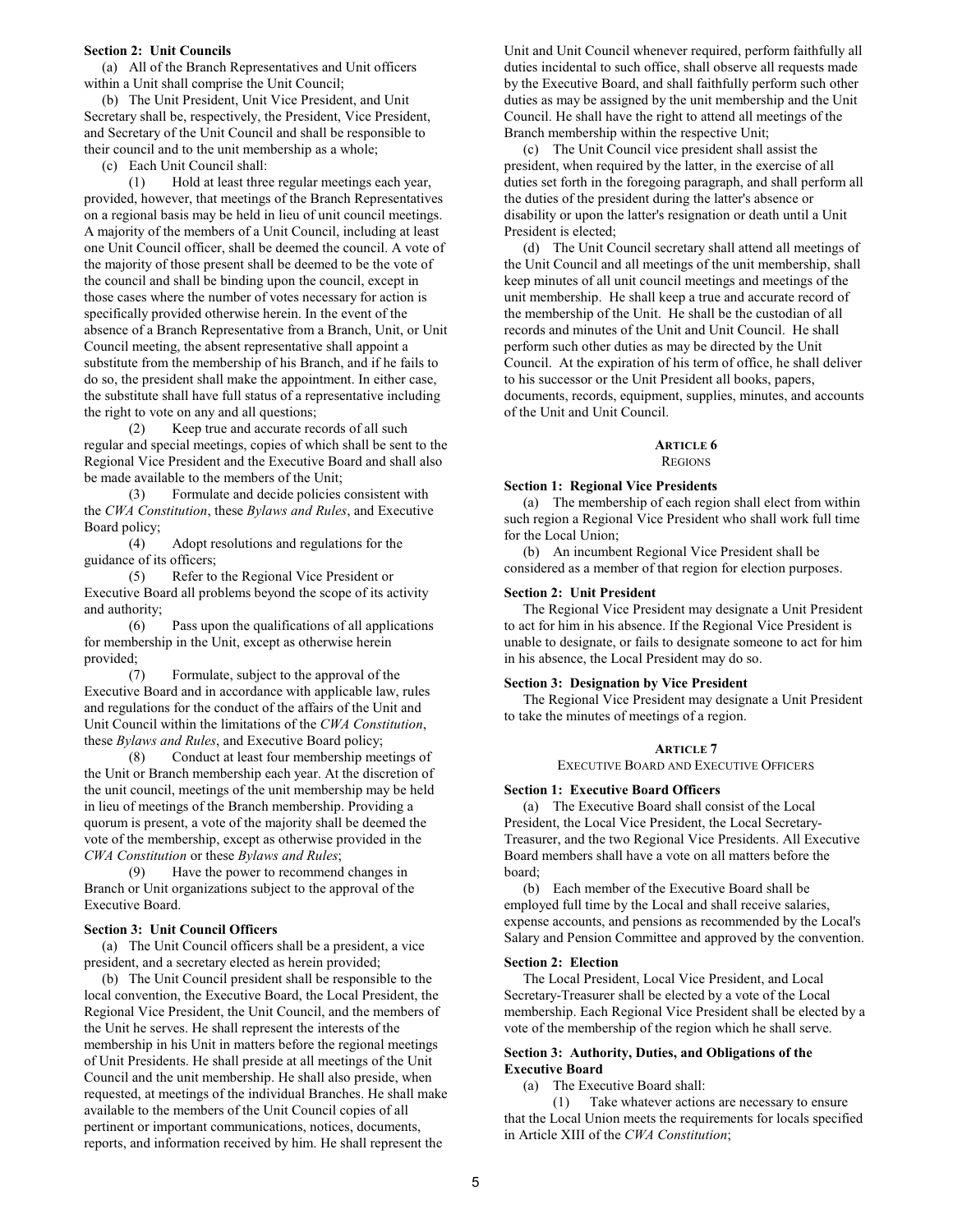**Section 2: Unit Councils**

(a) All of the Branch Representatives and Unit officers within a Unit shall comprise the Unit Council;

(b) The Unit President, Unit Vice President, and Unit Secretary shall be, respectively, the President, Vice President, and Secretary of the Unit Council and shall be responsible to their council and to the unit membership as a whole;

(c) Each Unit Council shall:

(1) Hold at least three regular meetings each year, provided, however, that meetings of the Branch Representatives on a regional basis may be held in lieu of unit council meetings. A majority of the members of a Unit Council, including at least one Unit Council officer, shall be deemed the council. A vote of the majority of those present shall be deemed to be the vote of the council and shall be binding upon the council, except in those cases where the number of votes necessary for action is specifically provided otherwise herein. In the event of the absence of a Branch Representative from a Branch, Unit, or Unit Council meeting, the absent representative shall appoint a substitute from the membership of his Branch, and if he fails to do so, the president shall make the appointment. In either case, the substitute shall have full status of a representative including the right to vote on any and all questions;

(2) Keep true and accurate records of all such regular and special meetings, copies of which shall be sent to the Regional Vice President and the Executive Board and shall also be made available to the members of the Unit;

(3) Formulate and decide policies consistent with the *CWA Constitution*, these *Bylaws and Rules*, and Executive Board policy;

(4) Adopt resolutions and regulations for the guidance of its officers;

(5) Refer to the Regional Vice President or Executive Board all problems beyond the scope of its activity and authority;

(6) Pass upon the qualifications of all applications for membership in the Unit, except as otherwise herein provided;

(7) Formulate, subject to the approval of the Executive Board and in accordance with applicable law, rules and regulations for the conduct of the affairs of the Unit and Unit Council within the limitations of the *CWA Constitution*, these *Bylaws and Rules*, and Executive Board policy;

(8) Conduct at least four membership meetings of the Unit or Branch membership each year. At the discretion of the unit council, meetings of the unit membership may be held in lieu of meetings of the Branch membership. Providing a quorum is present, a vote of the majority shall be deemed the vote of the membership, except as otherwise provided in the *CWA Constitution* or these *Bylaws and Rules*;

(9) Have the power to recommend changes in Branch or Unit organizations subject to the approval of the Executive Board.

**Section 3: Unit Council Officers**

(a) The Unit Council officers shall be a president, a vice president, and a secretary elected as herein provided;

(b) The Unit Council president shall be responsible to the local convention, the Executive Board, the Local President, the Regional Vice President, the Unit Council, and the members of the Unit he serves. He shall represent the interests of the membership in his Unit in matters before the regional meetings of Unit Presidents. He shall preside at all meetings of the Unit Council and the unit membership. He shall also preside, when requested, at meetings of the individual Branches. He shall make available to the members of the Unit Council copies of all pertinent or important communications, notices, documents, reports, and information received by him. He shall represent the Unit and Unit Council whenever required, perform faithfully all duties incidental to such office, shall observe all requests made by the Executive Board, and shall faithfully perform such other duties as may be assigned by the unit membership and the Unit Council. He shall have the right to attend all meetings of the Branch membership within the respective Unit;

(c) The Unit Council vice president shall assist the president, when required by the latter, in the exercise of all duties set forth in the foregoing paragraph, and shall perform all the duties of the president during the latter's absence or disability or upon the latter's resignation or death until a Unit President is elected;

(d) The Unit Council secretary shall attend all meetings of the Unit Council and all meetings of the unit membership, shall keep minutes of all unit council meetings and meetings of the unit membership. He shall keep a true and accurate record of the membership of the Unit. He shall be the custodian of all records and minutes of the Unit and Unit Council. He shall perform such other duties as may be directed by the Unit Council. At the expiration of his term of office, he shall deliver to his successor or the Unit President all books, papers, documents, records, equipment, supplies, minutes, and accounts of the Unit and Unit Council.

## ARTICLE 6
## REGIONS

**Section 1: Regional Vice Presidents**

(a) The membership of each region shall elect from within such region a Regional Vice President who shall work full time for the Local Union;

(b) An incumbent Regional Vice President shall be considered as a member of that region for election purposes.

**Section 2: Unit President**

The Regional Vice President may designate a Unit President to act for him in his absence. If the Regional Vice President is unable to designate, or fails to designate someone to act for him in his absence, the Local President may do so.

**Section 3: Designation by Vice President**

The Regional Vice President may designate a Unit President to take the minutes of meetings of a region.

## ARTICLE 7
## EXECUTIVE BOARD AND EXECUTIVE OFFICERS

**Section 1: Executive Board Officers**

(a) The Executive Board shall consist of the Local President, the Local Vice President, the Local Secretary-Treasurer, and the two Regional Vice Presidents. All Executive Board members shall have a vote on all matters before the board;

(b) Each member of the Executive Board shall be employed full time by the Local and shall receive salaries, expense accounts, and pensions as recommended by the Local's Salary and Pension Committee and approved by the convention.

**Section 2: Election**

The Local President, Local Vice President, and Local Secretary-Treasurer shall be elected by a vote of the Local membership. Each Regional Vice President shall be elected by a vote of the membership of the region which he shall serve.

**Section 3: Authority, Duties, and Obligations of the Executive Board**

(a) The Executive Board shall:

(1) Take whatever actions are necessary to ensure that the Local Union meets the requirements for locals specified in Article XIII of the *CWA Constitution*;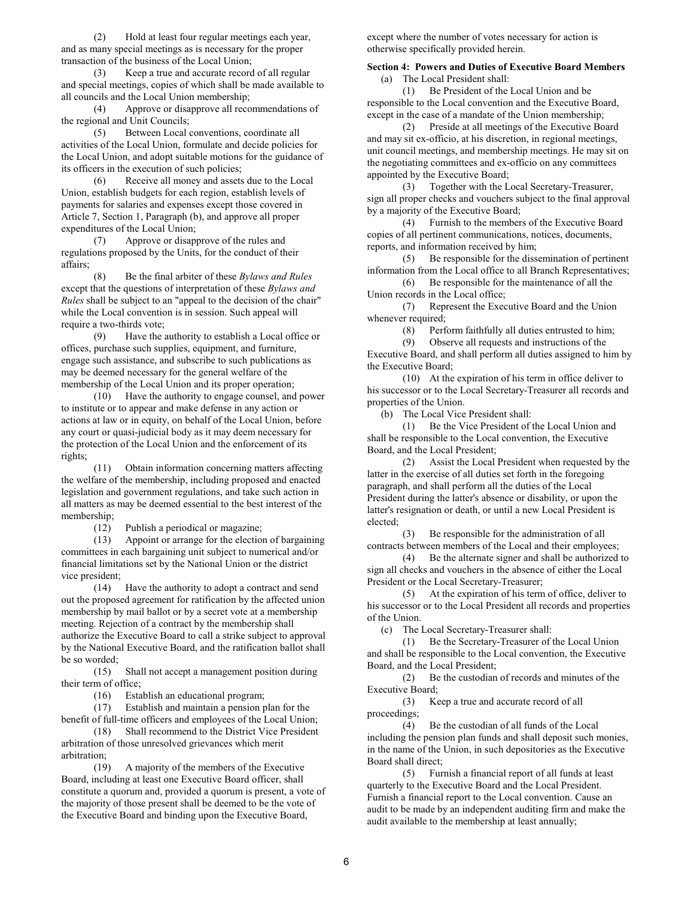(2) Hold at least four regular meetings each year, and as many special meetings as is necessary for the proper transaction of the business of the Local Union;

(3) Keep a true and accurate record of all regular and special meetings, copies of which shall be made available to all councils and the Local Union membership;

(4) Approve or disapprove all recommendations of the regional and Unit Councils;

(5) Between Local conventions, coordinate all activities of the Local Union, formulate and decide policies for the Local Union, and adopt suitable motions for the guidance of its officers in the execution of such policies;

(6) Receive all money and assets due to the Local Union, establish budgets for each region, establish levels of payments for salaries and expenses except those covered in Article 7, Section 1, Paragraph (b), and approve all proper expenditures of the Local Union;

(7) Approve or disapprove of the rules and regulations proposed by the Units, for the conduct of their affairs;

(8) Be the final arbiter of these *Bylaws and Rules* except that the questions of interpretation of these *Bylaws and Rules* shall be subject to an "appeal to the decision of the chair" while the Local convention is in session. Such appeal will require a two-thirds vote;

(9) Have the authority to establish a Local office or offices, purchase such supplies, equipment, and furniture, engage such assistance, and subscribe to such publications as may be deemed necessary for the general welfare of the membership of the Local Union and its proper operation;

(10) Have the authority to engage counsel, and power to institute or to appear and make defense in any action or actions at law or in equity, on behalf of the Local Union, before any court or quasi-judicial body as it may deem necessary for the protection of the Local Union and the enforcement of its rights;

(11) Obtain information concerning matters affecting the welfare of the membership, including proposed and enacted legislation and government regulations, and take such action in all matters as may be deemed essential to the best interest of the membership;

(12) Publish a periodical or magazine;

(13) Appoint or arrange for the election of bargaining committees in each bargaining unit subject to numerical and/or financial limitations set by the National Union or the district vice president;

(14) Have the authority to adopt a contract and send out the proposed agreement for ratification by the affected union membership by mail ballot or by a secret vote at a membership meeting. Rejection of a contract by the membership shall authorize the Executive Board to call a strike subject to approval by the National Executive Board, and the ratification ballot shall be so worded;

(15) Shall not accept a management position during their term of office;

(16) Establish an educational program;

(17) Establish and maintain a pension plan for the benefit of full-time officers and employees of the Local Union;

(18) Shall recommend to the District Vice President arbitration of those unresolved grievances which merit arbitration;

(19) A majority of the members of the Executive Board, including at least one Executive Board officer, shall constitute a quorum and, provided a quorum is present, a vote of the majority of those present shall be deemed to be the vote of the Executive Board and binding upon the Executive Board, except where the number of votes necessary for action is otherwise specifically provided herein.

**Section 4: Powers and Duties of Executive Board Members**

(a) The Local President shall:

(1) Be President of the Local Union and be responsible to the Local convention and the Executive Board, except in the case of a mandate of the Union membership;

(2) Preside at all meetings of the Executive Board and may sit ex-officio, at his discretion, in regional meetings, unit council meetings, and membership meetings. He may sit on the negotiating committees and ex-officio on any committees appointed by the Executive Board;

(3) Together with the Local Secretary-Treasurer, sign all proper checks and vouchers subject to the final approval by a majority of the Executive Board;

(4) Furnish to the members of the Executive Board copies of all pertinent communications, notices, documents, reports, and information received by him;

(5) Be responsible for the dissemination of pertinent information from the Local office to all Branch Representatives;

(6) Be responsible for the maintenance of all the Union records in the Local office;

(7) Represent the Executive Board and the Union whenever required;

(8) Perform faithfully all duties entrusted to him;

(9) Observe all requests and instructions of the Executive Board, and shall perform all duties assigned to him by the Executive Board;

(10) At the expiration of his term in office deliver to his successor or to the Local Secretary-Treasurer all records and properties of the Union.

(b) The Local Vice President shall:

(1) Be the Vice President of the Local Union and shall be responsible to the Local convention, the Executive Board, and the Local President;

(2) Assist the Local President when requested by the latter in the exercise of all duties set forth in the foregoing paragraph, and shall perform all the duties of the Local President during the latter's absence or disability, or upon the latter's resignation or death, or until a new Local President is elected;

(3) Be responsible for the administration of all contracts between members of the Local and their employees;

(4) Be the alternate signer and shall be authorized to sign all checks and vouchers in the absence of either the Local President or the Local Secretary-Treasurer;

(5) At the expiration of his term of office, deliver to his successor or to the Local President all records and properties of the Union.

(c) The Local Secretary-Treasurer shall:

(1) Be the Secretary-Treasurer of the Local Union and shall be responsible to the Local convention, the Executive Board, and the Local President;

(2) Be the custodian of records and minutes of the Executive Board;

(3) Keep a true and accurate record of all proceedings;

(4) Be the custodian of all funds of the Local including the pension plan funds and shall deposit such monies, in the name of the Union, in such depositories as the Executive Board shall direct;

(5) Furnish a financial report of all funds at least quarterly to the Executive Board and the Local President. Furnish a financial report to the Local convention. Cause an audit to be made by an independent auditing firm and make the audit available to the membership at least annually;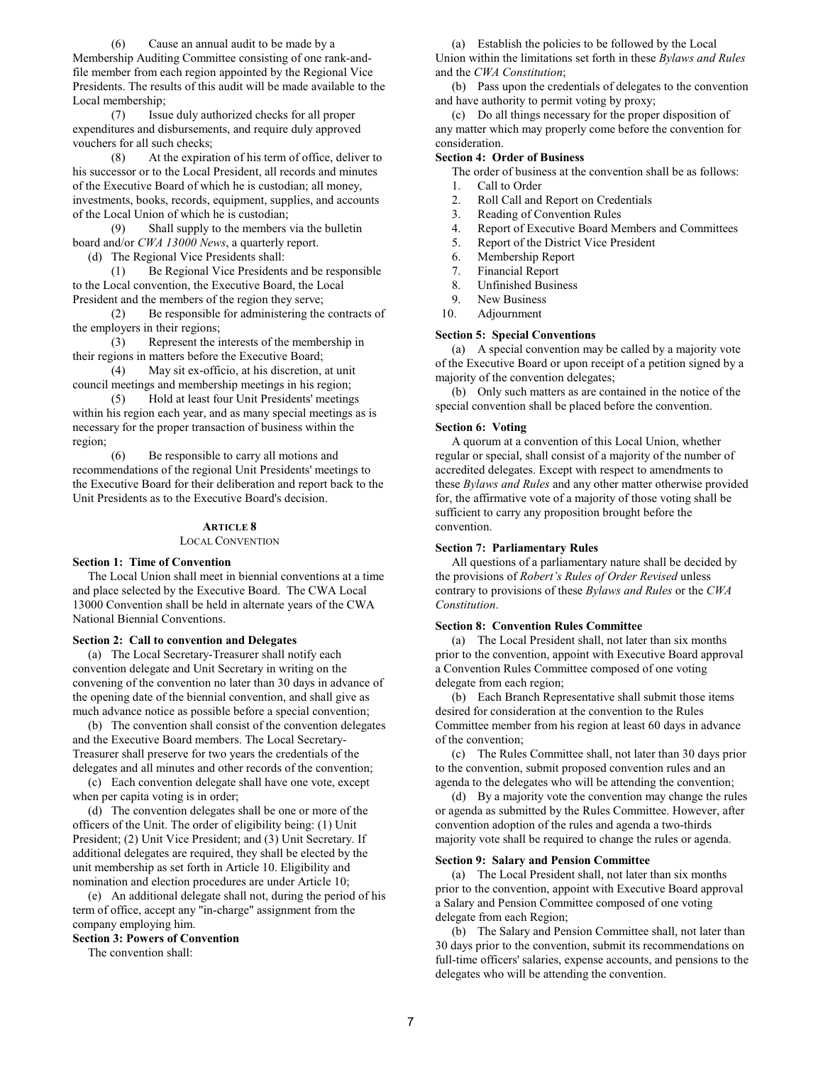(6) Cause an annual audit to be made by a Membership Auditing Committee consisting of one rank-and-file member from each region appointed by the Regional Vice Presidents. The results of this audit will be made available to the Local membership;

(7) Issue duly authorized checks for all proper expenditures and disbursements, and require duly approved vouchers for all such checks;

(8) At the expiration of his term of office, deliver to his successor or to the Local President, all records and minutes of the Executive Board of which he is custodian; all money, investments, books, records, equipment, supplies, and accounts of the Local Union of which he is custodian;

(9) Shall supply to the members via the bulletin board and/or *CWA 13000 News*, a quarterly report.

(d) The Regional Vice Presidents shall:

(1) Be Regional Vice Presidents and be responsible to the Local convention, the Executive Board, the Local President and the members of the region they serve;

(2) Be responsible for administering the contracts of the employers in their regions;

(3) Represent the interests of the membership in their regions in matters before the Executive Board;

(4) May sit ex-officio, at his discretion, at unit council meetings and membership meetings in his region;

(5) Hold at least four Unit Presidents' meetings within his region each year, and as many special meetings as is necessary for the proper transaction of business within the region;

(6) Be responsible to carry all motions and recommendations of the regional Unit Presidents' meetings to the Executive Board for their deliberation and report back to the Unit Presidents as to the Executive Board's decision.

## ARTICLE 8
### LOCAL CONVENTION

**Section 1: Time of Convention**

The Local Union shall meet in biennial conventions at a time and place selected by the Executive Board. The CWA Local 13000 Convention shall be held in alternate years of the CWA National Biennial Conventions.

**Section 2: Call to convention and Delegates**

(a) The Local Secretary-Treasurer shall notify each convention delegate and Unit Secretary in writing on the convening of the convention no later than 30 days in advance of the opening date of the biennial convention, and shall give as much advance notice as possible before a special convention;

(b) The convention shall consist of the convention delegates and the Executive Board members. The Local Secretary-Treasurer shall preserve for two years the credentials of the delegates and all minutes and other records of the convention;

(c) Each convention delegate shall have one vote, except when per capita voting is in order;

(d) The convention delegates shall be one or more of the officers of the Unit. The order of eligibility being: (1) Unit President; (2) Unit Vice President; and (3) Unit Secretary. If additional delegates are required, they shall be elected by the unit membership as set forth in Article 10. Eligibility and nomination and election procedures are under Article 10;

(e) An additional delegate shall not, during the period of his term of office, accept any "in-charge" assignment from the company employing him.

**Section 3: Powers of Convention**

The convention shall:

(a) Establish the policies to be followed by the Local Union within the limitations set forth in these *Bylaws and Rules* and the *CWA Constitution*;

(b) Pass upon the credentials of delegates to the convention and have authority to permit voting by proxy;

(c) Do all things necessary for the proper disposition of any matter which may properly come before the convention for consideration.

**Section 4: Order of Business**

The order of business at the convention shall be as follows:

1. Call to Order
2. Roll Call and Report on Credentials
3. Reading of Convention Rules
4. Report of Executive Board Members and Committees
5. Report of the District Vice President
6. Membership Report
7. Financial Report
8. Unfinished Business
9. New Business
10. Adjournment

**Section 5: Special Conventions**

(a) A special convention may be called by a majority vote of the Executive Board or upon receipt of a petition signed by a majority of the convention delegates;

(b) Only such matters as are contained in the notice of the special convention shall be placed before the convention.

**Section 6: Voting**

A quorum at a convention of this Local Union, whether regular or special, shall consist of a majority of the number of accredited delegates. Except with respect to amendments to these *Bylaws and Rules* and any other matter otherwise provided for, the affirmative vote of a majority of those voting shall be sufficient to carry any proposition brought before the convention.

**Section 7: Parliamentary Rules**

All questions of a parliamentary nature shall be decided by the provisions of *Robert's Rules of Order Revised* unless contrary to provisions of these *Bylaws and Rules* or the *CWA Constitution*.

**Section 8: Convention Rules Committee**

(a) The Local President shall, not later than six months prior to the convention, appoint with Executive Board approval a Convention Rules Committee composed of one voting delegate from each region;

(b) Each Branch Representative shall submit those items desired for consideration at the convention to the Rules Committee member from his region at least 60 days in advance of the convention;

(c) The Rules Committee shall, not later than 30 days prior to the convention, submit proposed convention rules and an agenda to the delegates who will be attending the convention;

(d) By a majority vote the convention may change the rules or agenda as submitted by the Rules Committee. However, after convention adoption of the rules and agenda a two-thirds majority vote shall be required to change the rules or agenda.

**Section 9: Salary and Pension Committee**

(a) The Local President shall, not later than six months prior to the convention, appoint with Executive Board approval a Salary and Pension Committee composed of one voting delegate from each Region;

(b) The Salary and Pension Committee shall, not later than 30 days prior to the convention, submit its recommendations on full-time officers' salaries, expense accounts, and pensions to the delegates who will be attending the convention.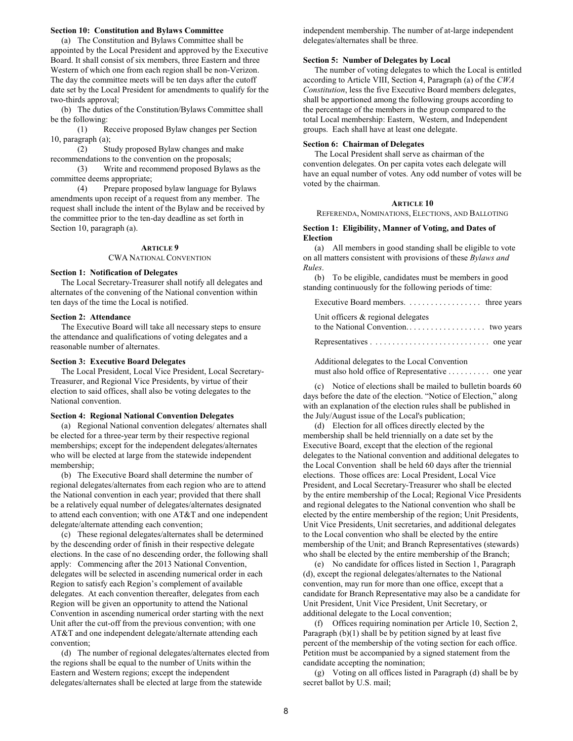### Section 10: Constitution and Bylaws Committee

(a) The Constitution and Bylaws Committee shall be appointed by the Local President and approved by the Executive Board. It shall consist of six members, three Eastern and three Western of which one from each region shall be non-Verizon. The day the committee meets will be ten days after the cutoff date set by the Local President for amendments to qualify for the two-thirds approval;

(b) The duties of the Constitution/Bylaws Committee shall be the following:

(1) Receive proposed Bylaw changes per Section 10, paragraph (a);

(2) Study proposed Bylaw changes and make recommendations to the convention on the proposals;

(3) Write and recommend proposed Bylaws as the committee deems appropriate;

(4) Prepare proposed bylaw language for Bylaws amendments upon receipt of a request from any member. The request shall include the intent of the Bylaw and be received by the committee prior to the ten-day deadline as set forth in Section 10, paragraph (a).

## ARTICLE 9
## CWA NATIONAL CONVENTION

### Section 1: Notification of Delegates

The Local Secretary-Treasurer shall notify all delegates and alternates of the convening of the National convention within ten days of the time the Local is notified.

### Section 2: Attendance

The Executive Board will take all necessary steps to ensure the attendance and qualifications of voting delegates and a reasonable number of alternates.

### Section 3: Executive Board Delegates

The Local President, Local Vice President, Local Secretary-Treasurer, and Regional Vice Presidents, by virtue of their election to said offices, shall also be voting delegates to the National convention.

### Section 4: Regional National Convention Delegates

(a) Regional National convention delegates/ alternates shall be elected for a three-year term by their respective regional memberships; except for the independent delegates/alternates who will be elected at large from the statewide independent membership;

(b) The Executive Board shall determine the number of regional delegates/alternates from each region who are to attend the National convention in each year; provided that there shall be a relatively equal number of delegates/alternates designated to attend each convention; with one AT&T and one independent delegate/alternate attending each convention;

(c) These regional delegates/alternates shall be determined by the descending order of finish in their respective delegate elections. In the case of no descending order, the following shall apply: Commencing after the 2013 National Convention, delegates will be selected in ascending numerical order in each Region to satisfy each Region's complement of available delegates. At each convention thereafter, delegates from each Region will be given an opportunity to attend the National Convention in ascending numerical order starting with the next Unit after the cut-off from the previous convention; with one AT&T and one independent delegate/alternate attending each convention;

(d) The number of regional delegates/alternates elected from the regions shall be equal to the number of Units within the Eastern and Western regions; except the independent delegates/alternates shall be elected at large from the statewide independent membership. The number of at-large independent delegates/alternates shall be three.

### Section 5: Number of Delegates by Local

The number of voting delegates to which the Local is entitled according to Article VIII, Section 4, Paragraph (a) of the *CWA Constitution*, less the five Executive Board members delegates, shall be apportioned among the following groups according to the percentage of the members in the group compared to the total Local membership: Eastern, Western, and Independent groups. Each shall have at least one delegate.

### Section 6: Chairman of Delegates

The Local President shall serve as chairman of the convention delegates. On per capita votes each delegate will have an equal number of votes. Any odd number of votes will be voted by the chairman.

## ARTICLE 10
## REFERENDA, NOMINATIONS, ELECTIONS, AND BALLOTING

### Section 1: Eligibility, Manner of Voting, and Dates of Election

(a) All members in good standing shall be eligible to vote on all matters consistent with provisions of these *Bylaws and Rules*.

(b) To be eligible, candidates must be members in good standing continuously for the following periods of time:

Executive Board members. . . . . . . . . . . . . . . . . . three years

Unit officers & regional delegates to the National Convention. . . . . . . . . . . . . . . . . . two years

Representatives . . . . . . . . . . . . . . . . . . . . . . . . . . . one year

Additional delegates to the Local Convention must also hold office of Representative . . . . . . . . . . one year

(c) Notice of elections shall be mailed to bulletin boards 60 days before the date of the election. "Notice of Election," along with an explanation of the election rules shall be published in the July/August issue of the Local's publication;

(d) Election for all offices directly elected by the membership shall be held triennially on a date set by the Executive Board, except that the election of the regional delegates to the National convention and additional delegates to the Local Convention shall be held 60 days after the triennial elections. Those offices are: Local President, Local Vice President, and Local Secretary-Treasurer who shall be elected by the entire membership of the Local; Regional Vice Presidents and regional delegates to the National convention who shall be elected by the entire membership of the region; Unit Presidents, Unit Vice Presidents, Unit secretaries, and additional delegates to the Local convention who shall be elected by the entire membership of the Unit; and Branch Representatives (stewards) who shall be elected by the entire membership of the Branch;

(e) No candidate for offices listed in Section 1, Paragraph (d), except the regional delegates/alternates to the National convention, may run for more than one office, except that a candidate for Branch Representative may also be a candidate for Unit President, Unit Vice President, Unit Secretary, or additional delegate to the Local convention;

(f) Offices requiring nomination per Article 10, Section 2, Paragraph (b)(1) shall be by petition signed by at least five percent of the membership of the voting section for each office. Petition must be accompanied by a signed statement from the candidate accepting the nomination;

(g) Voting on all offices listed in Paragraph (d) shall be by secret ballot by U.S. mail;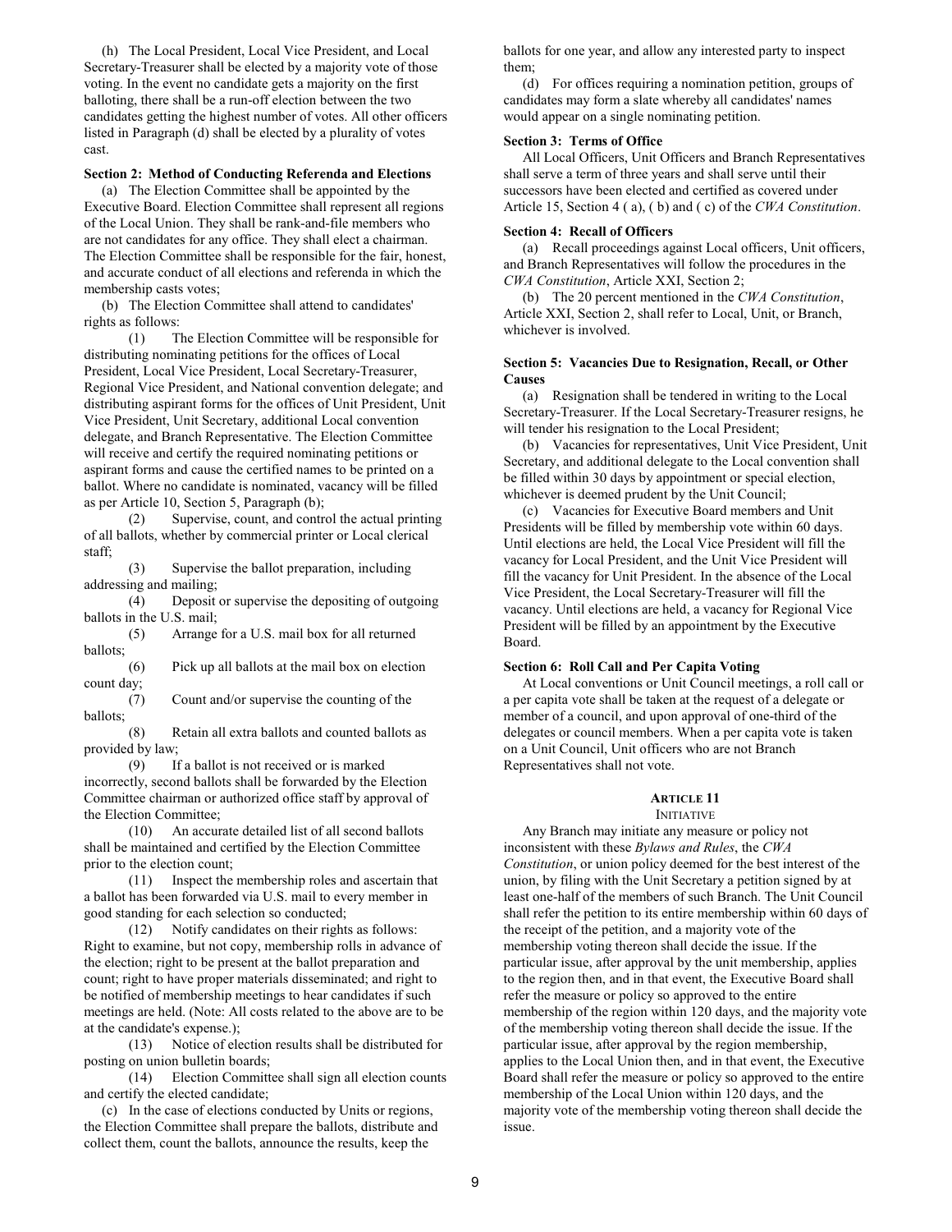(h) The Local President, Local Vice President, and Local Secretary-Treasurer shall be elected by a majority vote of those voting. In the event no candidate gets a majority on the first balloting, there shall be a run-off election between the two candidates getting the highest number of votes. All other officers listed in Paragraph (d) shall be elected by a plurality of votes cast.

**Section 2: Method of Conducting Referenda and Elections**

(a) The Election Committee shall be appointed by the Executive Board. Election Committee shall represent all regions of the Local Union. They shall be rank-and-file members who are not candidates for any office. They shall elect a chairman. The Election Committee shall be responsible for the fair, honest, and accurate conduct of all elections and referenda in which the membership casts votes;

(b) The Election Committee shall attend to candidates' rights as follows:

(1) The Election Committee will be responsible for distributing nominating petitions for the offices of Local President, Local Vice President, Local Secretary-Treasurer, Regional Vice President, and National convention delegate; and distributing aspirant forms for the offices of Unit President, Unit Vice President, Unit Secretary, additional Local convention delegate, and Branch Representative. The Election Committee will receive and certify the required nominating petitions or aspirant forms and cause the certified names to be printed on a ballot. Where no candidate is nominated, vacancy will be filled as per Article 10, Section 5, Paragraph (b);

(2) Supervise, count, and control the actual printing of all ballots, whether by commercial printer or Local clerical staff;

(3) Supervise the ballot preparation, including addressing and mailing;

(4) Deposit or supervise the depositing of outgoing ballots in the U.S. mail;

(5) Arrange for a U.S. mail box for all returned ballots;

(6) Pick up all ballots at the mail box on election count day;

(7) Count and/or supervise the counting of the ballots;

(8) Retain all extra ballots and counted ballots as provided by law;

(9) If a ballot is not received or is marked incorrectly, second ballots shall be forwarded by the Election Committee chairman or authorized office staff by approval of the Election Committee;

(10) An accurate detailed list of all second ballots shall be maintained and certified by the Election Committee prior to the election count;

(11) Inspect the membership roles and ascertain that a ballot has been forwarded via U.S. mail to every member in good standing for each selection so conducted;

(12) Notify candidates on their rights as follows: Right to examine, but not copy, membership rolls in advance of the election; right to be present at the ballot preparation and count; right to have proper materials disseminated; and right to be notified of membership meetings to hear candidates if such meetings are held. (Note: All costs related to the above are to be at the candidate's expense.);

(13) Notice of election results shall be distributed for posting on union bulletin boards;

(14) Election Committee shall sign all election counts and certify the elected candidate;

(c) In the case of elections conducted by Units or regions, the Election Committee shall prepare the ballots, distribute and collect them, count the ballots, announce the results, keep the ballots for one year, and allow any interested party to inspect them;

(d) For offices requiring a nomination petition, groups of candidates may form a slate whereby all candidates' names would appear on a single nominating petition.

**Section 3: Terms of Office**

All Local Officers, Unit Officers and Branch Representatives shall serve a term of three years and shall serve until their successors have been elected and certified as covered under Article 15, Section 4 ( a), ( b) and ( c) of the *CWA Constitution*.

**Section 4: Recall of Officers**

(a) Recall proceedings against Local officers, Unit officers, and Branch Representatives will follow the procedures in the *CWA Constitution*, Article XXI, Section 2;

(b) The 20 percent mentioned in the *CWA Constitution*, Article XXI, Section 2, shall refer to Local, Unit, or Branch, whichever is involved.

**Section 5: Vacancies Due to Resignation, Recall, or Other Causes**

(a) Resignation shall be tendered in writing to the Local Secretary-Treasurer. If the Local Secretary-Treasurer resigns, he will tender his resignation to the Local President;

(b) Vacancies for representatives, Unit Vice President, Unit Secretary, and additional delegate to the Local convention shall be filled within 30 days by appointment or special election, whichever is deemed prudent by the Unit Council;

(c) Vacancies for Executive Board members and Unit Presidents will be filled by membership vote within 60 days. Until elections are held, the Local Vice President will fill the vacancy for Local President, and the Unit Vice President will fill the vacancy for Unit President. In the absence of the Local Vice President, the Local Secretary-Treasurer will fill the vacancy. Until elections are held, a vacancy for Regional Vice President will be filled by an appointment by the Executive Board.

**Section 6: Roll Call and Per Capita Voting**

At Local conventions or Unit Council meetings, a roll call or a per capita vote shall be taken at the request of a delegate or member of a council, and upon approval of one-third of the delegates or council members. When a per capita vote is taken on a Unit Council, Unit officers who are not Branch Representatives shall not vote.

## ARTICLE 11

### INITIATIVE

Any Branch may initiate any measure or policy not inconsistent with these *Bylaws and Rules*, the *CWA Constitution*, or union policy deemed for the best interest of the union, by filing with the Unit Secretary a petition signed by at least one-half of the members of such Branch. The Unit Council shall refer the petition to its entire membership within 60 days of the receipt of the petition, and a majority vote of the membership voting thereon shall decide the issue. If the particular issue, after approval by the unit membership, applies to the region then, and in that event, the Executive Board shall refer the measure or policy so approved to the entire membership of the region within 120 days, and the majority vote of the membership voting thereon shall decide the issue. If the particular issue, after approval by the region membership, applies to the Local Union then, and in that event, the Executive Board shall refer the measure or policy so approved to the entire membership of the Local Union within 120 days, and the majority vote of the membership voting thereon shall decide the issue.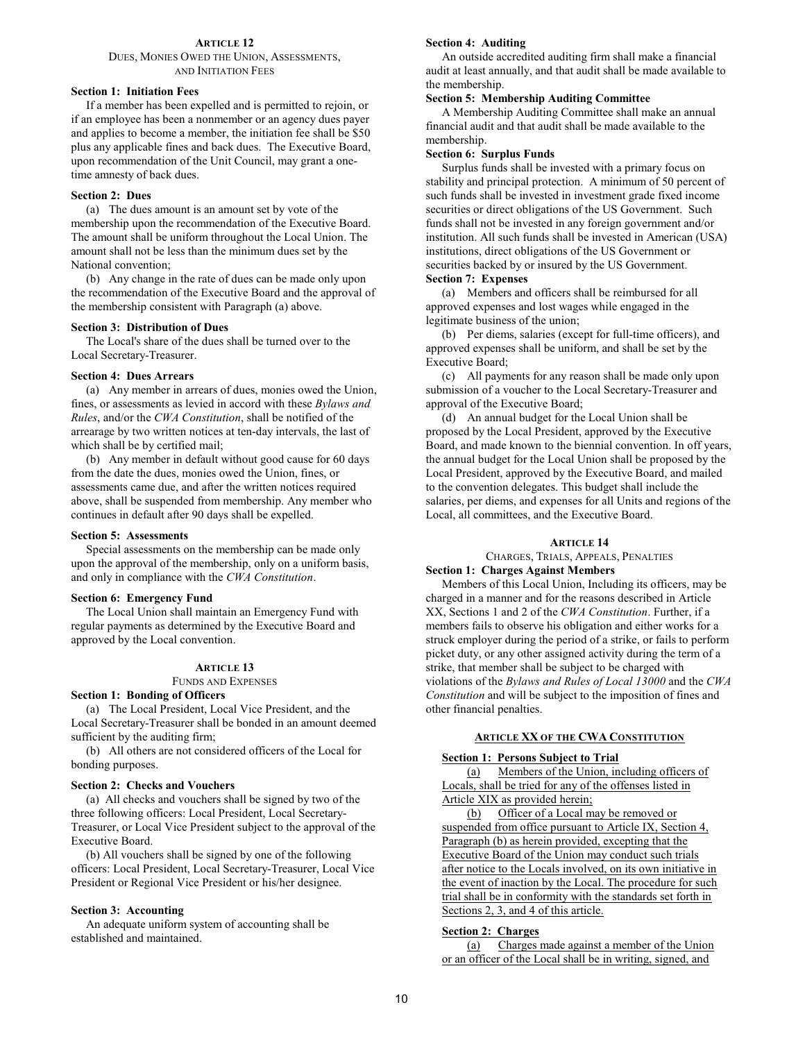## Article 12

DUES, MONIES OWED THE UNION, ASSESSMENTS, AND INITIATION FEES

**Section 1: Initiation Fees**

If a member has been expelled and is permitted to rejoin, or if an employee has been a nonmember or an agency dues payer and applies to become a member, the initiation fee shall be $50 plus any applicable fines and back dues. The Executive Board, upon recommendation of the Unit Council, may grant a one-time amnesty of back dues.

**Section 2: Dues**

(a) The dues amount is an amount set by vote of the membership upon the recommendation of the Executive Board. The amount shall be uniform throughout the Local Union. The amount shall not be less than the minimum dues set by the National convention;

(b) Any change in the rate of dues can be made only upon the recommendation of the Executive Board and the approval of the membership consistent with Paragraph (a) above.

**Section 3: Distribution of Dues**

The Local's share of the dues shall be turned over to the Local Secretary-Treasurer.

**Section 4: Dues Arrears**

(a) Any member in arrears of dues, monies owed the Union, fines, or assessments as levied in accord with these *Bylaws and Rules*, and/or the *CWA Constitution*, shall be notified of the arrearage by two written notices at ten-day intervals, the last of which shall be by certified mail;

(b) Any member in default without good cause for 60 days from the date the dues, monies owed the Union, fines, or assessments came due, and after the written notices required above, shall be suspended from membership. Any member who continues in default after 90 days shall be expelled.

**Section 5: Assessments**

Special assessments on the membership can be made only upon the approval of the membership, only on a uniform basis, and only in compliance with the *CWA Constitution*.

**Section 6: Emergency Fund**

The Local Union shall maintain an Emergency Fund with regular payments as determined by the Executive Board and approved by the Local convention.

## Article 13

FUNDS AND EXPENSES

**Section 1: Bonding of Officers**

(a) The Local President, Local Vice President, and the Local Secretary-Treasurer shall be bonded in an amount deemed sufficient by the auditing firm;

(b) All others are not considered officers of the Local for bonding purposes.

**Section 2: Checks and Vouchers**

(a) All checks and vouchers shall be signed by two of the three following officers: Local President, Local Secretary-Treasurer, or Local Vice President subject to the approval of the Executive Board.

(b) All vouchers shall be signed by one of the following officers: Local President, Local Secretary-Treasurer, Local Vice President or Regional Vice President or his/her designee.

**Section 3: Accounting**

An adequate uniform system of accounting shall be established and maintained.

**Section 4: Auditing**

An outside accredited auditing firm shall make a financial audit at least annually, and that audit shall be made available to the membership.

**Section 5: Membership Auditing Committee**

A Membership Auditing Committee shall make an annual financial audit and that audit shall be made available to the membership.

**Section 6: Surplus Funds**

Surplus funds shall be invested with a primary focus on stability and principal protection. A minimum of 50 percent of such funds shall be invested in investment grade fixed income securities or direct obligations of the US Government. Such funds shall not be invested in any foreign government and/or institution. All such funds shall be invested in American (USA) institutions, direct obligations of the US Government or securities backed by or insured by the US Government.

**Section 7: Expenses**

(a) Members and officers shall be reimbursed for all approved expenses and lost wages while engaged in the legitimate business of the union;

(b) Per diems, salaries (except for full-time officers), and approved expenses shall be uniform, and shall be set by the Executive Board;

(c) All payments for any reason shall be made only upon submission of a voucher to the Local Secretary-Treasurer and approval of the Executive Board;

(d) An annual budget for the Local Union shall be proposed by the Local President, approved by the Executive Board, and made known to the biennial convention. In off years, the annual budget for the Local Union shall be proposed by the Local President, approved by the Executive Board, and mailed to the convention delegates. This budget shall include the salaries, per diems, and expenses for all Units and regions of the Local, all committees, and the Executive Board.

## Article 14

CHARGES, TRIALS, APPEALS, PENALTIES

**Section 1: Charges Against Members**

Members of this Local Union, Including its officers, may be charged in a manner and for the reasons described in Article XX, Sections 1 and 2 of the *CWA Constitution*. Further, if a members fails to observe his obligation and either works for a struck employer during the period of a strike, or fails to perform picket duty, or any other assigned activity during the term of a strike, that member shall be subject to be charged with violations of the *Bylaws and Rules of Local 13000* and the *CWA Constitution* and will be subject to the imposition of fines and other financial penalties.

### Article XX of the CWA Constitution

**Section 1: Persons Subject to Trial**

(a) Members of the Union, including officers of Locals, shall be tried for any of the offenses listed in Article XIX as provided herein;

(b) Officer of a Local may be removed or suspended from office pursuant to Article IX, Section 4, Paragraph (b) as herein provided, excepting that the Executive Board of the Union may conduct such trials after notice to the Locals involved, on its own initiative in the event of inaction by the Local. The procedure for such trial shall be in conformity with the standards set forth in Sections 2, 3, and 4 of this article.

**Section 2: Charges**

(a) Charges made against a member of the Union or an officer of the Local shall be in writing, signed, and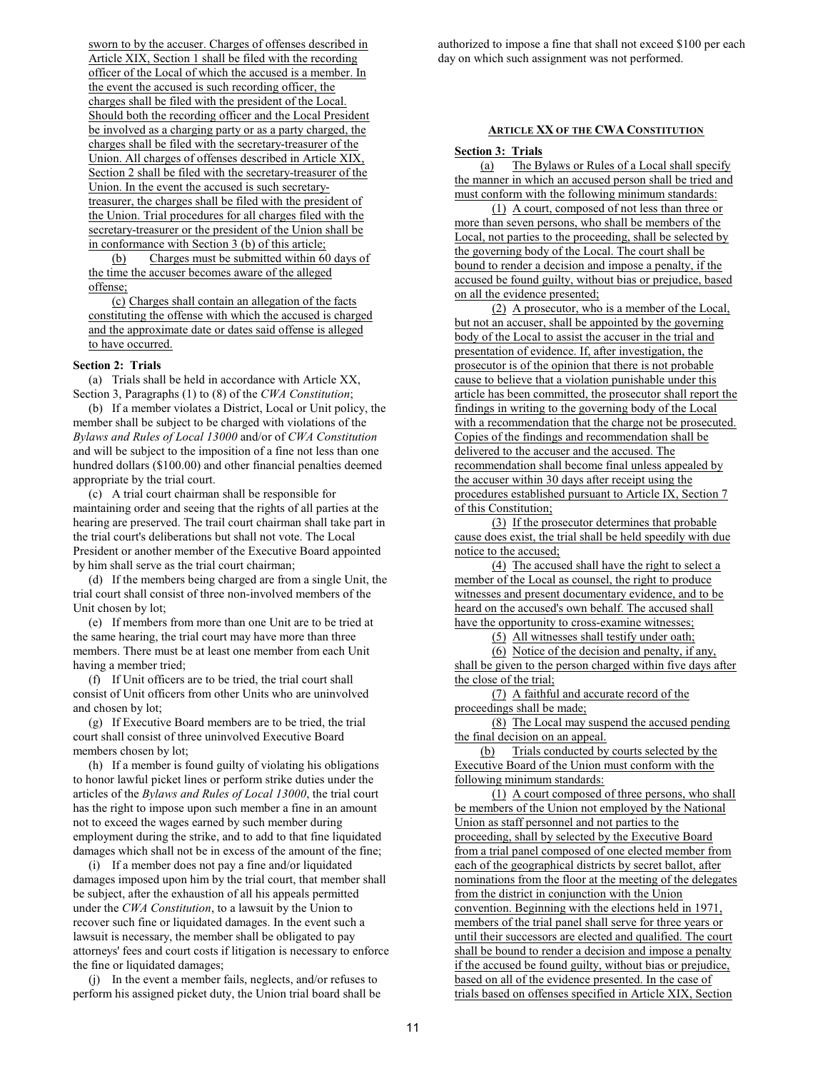sworn to by the accuser. Charges of offenses described in Article XIX, Section 1 shall be filed with the recording officer of the Local of which the accused is a member. In the event the accused is such recording officer, the charges shall be filed with the president of the Local. Should both the recording officer and the Local President be involved as a charging party or as a party charged, the charges shall be filed with the secretary-treasurer of the Union. All charges of offenses described in Article XIX, Section 2 shall be filed with the secretary-treasurer of the Union. In the event the accused is such secretary-treasurer, the charges shall be filed with the president of the Union. Trial procedures for all charges filed with the secretary-treasurer or the president of the Union shall be in conformance with Section 3 (b) of this article;

(b) Charges must be submitted within 60 days of the time the accuser becomes aware of the alleged offense;

(c) Charges shall contain an allegation of the facts constituting the offense with which the accused is charged and the approximate date or dates said offense is alleged to have occurred.

**Section 2: Trials**

(a) Trials shall be held in accordance with Article XX, Section 3, Paragraphs (1) to (8) of the *CWA Constitution*;

(b) If a member violates a District, Local or Unit policy, the member shall be subject to be charged with violations of the *Bylaws and Rules of Local 13000* and/or of *CWA Constitution* and will be subject to the imposition of a fine not less than one hundred dollars ($100.00) and other financial penalties deemed appropriate by the trial court.

(c) A trial court chairman shall be responsible for maintaining order and seeing that the rights of all parties at the hearing are preserved. The trail court chairman shall take part in the trial court's deliberations but shall not vote. The Local President or another member of the Executive Board appointed by him shall serve as the trial court chairman;

(d) If the members being charged are from a single Unit, the trial court shall consist of three non-involved members of the Unit chosen by lot;

(e) If members from more than one Unit are to be tried at the same hearing, the trial court may have more than three members. There must be at least one member from each Unit having a member tried;

(f) If Unit officers are to be tried, the trial court shall consist of Unit officers from other Units who are uninvolved and chosen by lot;

(g) If Executive Board members are to be tried, the trial court shall consist of three uninvolved Executive Board members chosen by lot;

(h) If a member is found guilty of violating his obligations to honor lawful picket lines or perform strike duties under the articles of the *Bylaws and Rules of Local 13000*, the trial court has the right to impose upon such member a fine in an amount not to exceed the wages earned by such member during employment during the strike, and to add to that fine liquidated damages which shall not be in excess of the amount of the fine;

(i) If a member does not pay a fine and/or liquidated damages imposed upon him by the trial court, that member shall be subject, after the exhaustion of all his appeals permitted under the *CWA Constitution*, to a lawsuit by the Union to recover such fine or liquidated damages. In the event such a lawsuit is necessary, the member shall be obligated to pay attorneys' fees and court costs if litigation is necessary to enforce the fine or liquidated damages;

(j) In the event a member fails, neglects, and/or refuses to perform his assigned picket duty, the Union trial board shall be authorized to impose a fine that shall not exceed $100 per each day on which such assignment was not performed.

#### ARTICLE XX OF THE CWA CONSTITUTION

**Section 3: Trials**

(a) The Bylaws or Rules of a Local shall specify the manner in which an accused person shall be tried and must conform with the following minimum standards:

(1) A court, composed of not less than three or more than seven persons, who shall be members of the Local, not parties to the proceeding, shall be selected by the governing body of the Local. The court shall be bound to render a decision and impose a penalty, if the accused be found guilty, without bias or prejudice, based on all the evidence presented;

(2) A prosecutor, who is a member of the Local, but not an accuser, shall be appointed by the governing body of the Local to assist the accuser in the trial and presentation of evidence. If, after investigation, the prosecutor is of the opinion that there is not probable cause to believe that a violation punishable under this article has been committed, the prosecutor shall report the findings in writing to the governing body of the Local with a recommendation that the charge not be prosecuted. Copies of the findings and recommendation shall be delivered to the accuser and the accused. The recommendation shall become final unless appealed by the accuser within 30 days after receipt using the procedures established pursuant to Article IX, Section 7 of this Constitution;

(3) If the prosecutor determines that probable cause does exist, the trial shall be held speedily with due notice to the accused;

(4) The accused shall have the right to select a member of the Local as counsel, the right to produce witnesses and present documentary evidence, and to be heard on the accused's own behalf. The accused shall have the opportunity to cross-examine witnesses;

(5) All witnesses shall testify under oath;

(6) Notice of the decision and penalty, if any, shall be given to the person charged within five days after the close of the trial;

(7) A faithful and accurate record of the proceedings shall be made;

(8) The Local may suspend the accused pending the final decision on an appeal.

(b) Trials conducted by courts selected by the Executive Board of the Union must conform with the following minimum standards:

(1) A court composed of three persons, who shall be members of the Union not employed by the National Union as staff personnel and not parties to the proceeding, shall by selected by the Executive Board from a trial panel composed of one elected member from each of the geographical districts by secret ballot, after nominations from the floor at the meeting of the delegates from the district in conjunction with the Union convention. Beginning with the elections held in 1971, members of the trial panel shall serve for three years or until their successors are elected and qualified. The court shall be bound to render a decision and impose a penalty if the accused be found guilty, without bias or prejudice, based on all of the evidence presented. In the case of trials based on offenses specified in Article XIX, Section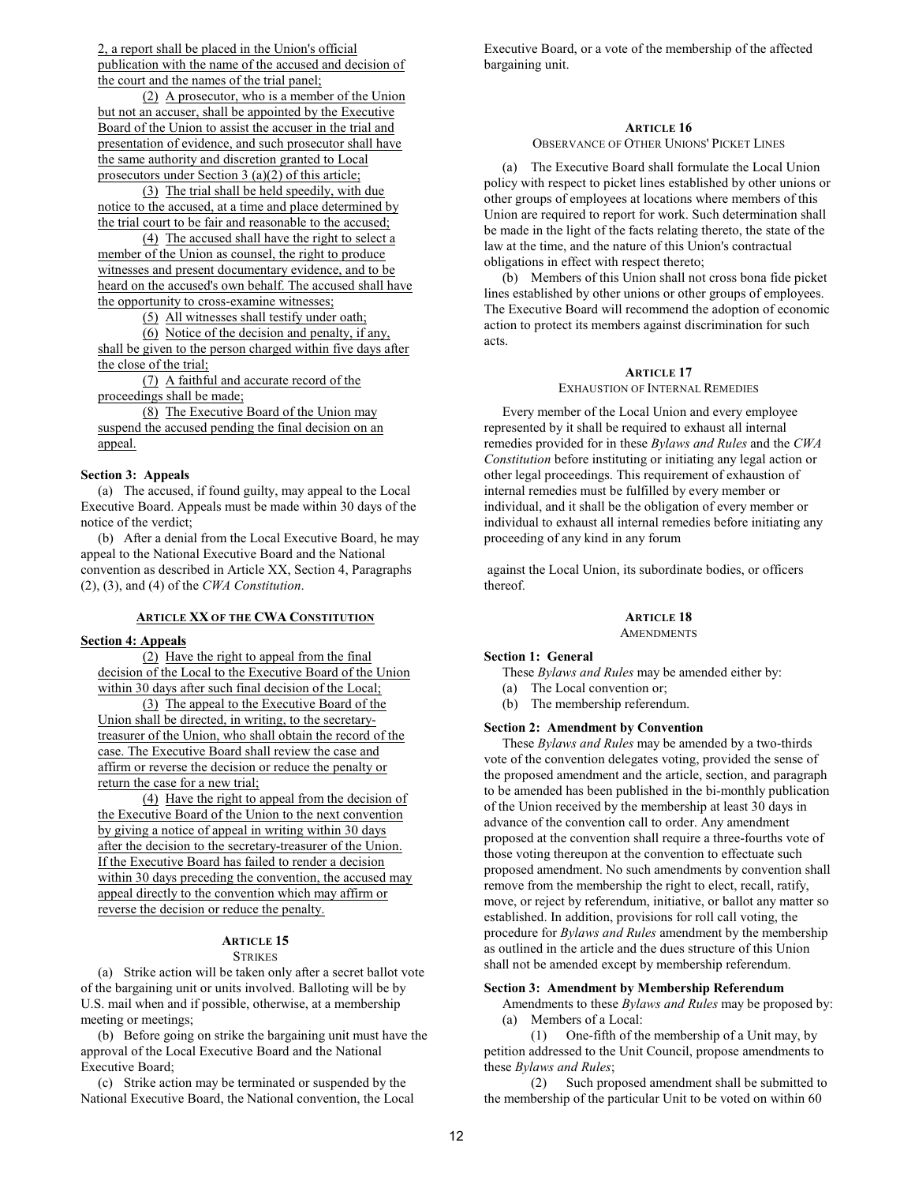2, a report shall be placed in the Union's official publication with the name of the accused and decision of the court and the names of the trial panel;

(2) A prosecutor, who is a member of the Union but not an accuser, shall be appointed by the Executive Board of the Union to assist the accuser in the trial and presentation of evidence, and such prosecutor shall have the same authority and discretion granted to Local prosecutors under Section 3 (a)(2) of this article;

(3) The trial shall be held speedily, with due notice to the accused, at a time and place determined by the trial court to be fair and reasonable to the accused;

(4) The accused shall have the right to select a member of the Union as counsel, the right to produce witnesses and present documentary evidence, and to be heard on the accused's own behalf. The accused shall have the opportunity to cross-examine witnesses;

(5) All witnesses shall testify under oath;

(6) Notice of the decision and penalty, if any, shall be given to the person charged within five days after the close of the trial;

(7) A faithful and accurate record of the proceedings shall be made;

(8) The Executive Board of the Union may suspend the accused pending the final decision on an appeal.

**Section 3: Appeals**

(a) The accused, if found guilty, may appeal to the Local Executive Board. Appeals must be made within 30 days of the notice of the verdict;

(b) After a denial from the Local Executive Board, he may appeal to the National Executive Board and the National convention as described in Article XX, Section 4, Paragraphs (2), (3), and (4) of the *CWA Constitution*.

**ARTICLE XX OF THE CWA CONSTITUTION**

**Section 4: Appeals**

(2) Have the right to appeal from the final decision of the Local to the Executive Board of the Union within 30 days after such final decision of the Local;

(3) The appeal to the Executive Board of the Union shall be directed, in writing, to the secretary-treasurer of the Union, who shall obtain the record of the case. The Executive Board shall review the case and affirm or reverse the decision or reduce the penalty or return the case for a new trial;

(4) Have the right to appeal from the decision of the Executive Board of the Union to the next convention by giving a notice of appeal in writing within 30 days after the decision to the secretary-treasurer of the Union. If the Executive Board has failed to render a decision within 30 days preceding the convention, the accused may appeal directly to the convention which may affirm or reverse the decision or reduce the penalty.

## ARTICLE 15
### STRIKES

(a) Strike action will be taken only after a secret ballot vote of the bargaining unit or units involved. Balloting will be by U.S. mail when and if possible, otherwise, at a membership meeting or meetings;

(b) Before going on strike the bargaining unit must have the approval of the Local Executive Board and the National Executive Board;

(c) Strike action may be terminated or suspended by the National Executive Board, the National convention, the Local Executive Board, or a vote of the membership of the affected bargaining unit.

## ARTICLE 16
### OBSERVANCE OF OTHER UNIONS' PICKET LINES

(a) The Executive Board shall formulate the Local Union policy with respect to picket lines established by other unions or other groups of employees at locations where members of this Union are required to report for work. Such determination shall be made in the light of the facts relating thereto, the state of the law at the time, and the nature of this Union's contractual obligations in effect with respect thereto;

(b) Members of this Union shall not cross bona fide picket lines established by other unions or other groups of employees. The Executive Board will recommend the adoption of economic action to protect its members against discrimination for such acts.

## ARTICLE 17
### EXHAUSTION OF INTERNAL REMEDIES

Every member of the Local Union and every employee represented by it shall be required to exhaust all internal remedies provided for in these *Bylaws and Rules* and the *CWA Constitution* before instituting or initiating any legal action or other legal proceedings. This requirement of exhaustion of internal remedies must be fulfilled by every member or individual, and it shall be the obligation of every member or individual to exhaust all internal remedies before initiating any proceeding of any kind in any forum against the Local Union, its subordinate bodies, or officers thereof.

## ARTICLE 18
### AMENDMENTS

**Section 1: General**

These *Bylaws and Rules* may be amended either by:

(a) The Local convention or;

(b) The membership referendum.

**Section 2: Amendment by Convention**

These *Bylaws and Rules* may be amended by a two-thirds vote of the convention delegates voting, provided the sense of the proposed amendment and the article, section, and paragraph to be amended has been published in the bi-monthly publication of the Union received by the membership at least 30 days in advance of the convention call to order. Any amendment proposed at the convention shall require a three-fourths vote of those voting thereupon at the convention to effectuate such proposed amendment. No such amendments by convention shall remove from the membership the right to elect, recall, ratify, move, or reject by referendum, initiative, or ballot any matter so established. In addition, provisions for roll call voting, the procedure for *Bylaws and Rules* amendment by the membership as outlined in the article and the dues structure of this Union shall not be amended except by membership referendum.

**Section 3: Amendment by Membership Referendum**

Amendments to these *Bylaws and Rules* may be proposed by:

(a) Members of a Local:

(1) One-fifth of the membership of a Unit may, by petition addressed to the Unit Council, propose amendments to these *Bylaws and Rules*;

(2) Such proposed amendment shall be submitted to the membership of the particular Unit to be voted on within 60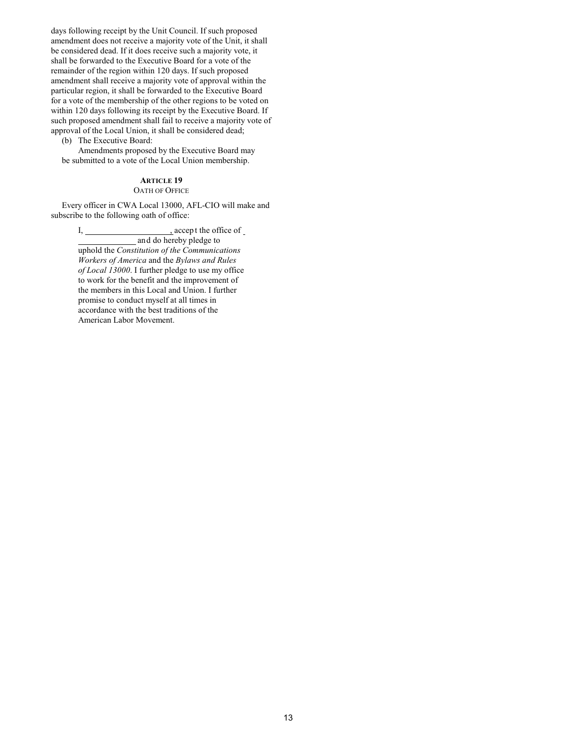days following receipt by the Unit Council. If such proposed amendment does not receive a majority vote of the Unit, it shall be considered dead. If it does receive such a majority vote, it shall be forwarded to the Executive Board for a vote of the remainder of the region within 120 days. If such proposed amendment shall receive a majority vote of approval within the particular region, it shall be forwarded to the Executive Board for a vote of the membership of the other regions to be voted on within 120 days following its receipt by the Executive Board. If such proposed amendment shall fail to receive a majority vote of approval of the Local Union, it shall be considered dead;

(b) The Executive Board:

Amendments proposed by the Executive Board may be submitted to a vote of the Local Union membership.

## ARTICLE 19
### OATH OF OFFICE

Every officer in CWA Local 13000, AFL-CIO will make and subscribe to the following oath of office:

> I, ____________________, accept the office of ______________ and do hereby pledge to uphold the *Constitution of the Communications Workers of America* and the *Bylaws and Rules of Local 13000*. I further pledge to use my office to work for the benefit and the improvement of the members in this Local and Union. I further promise to conduct myself at all times in accordance with the best traditions of the American Labor Movement.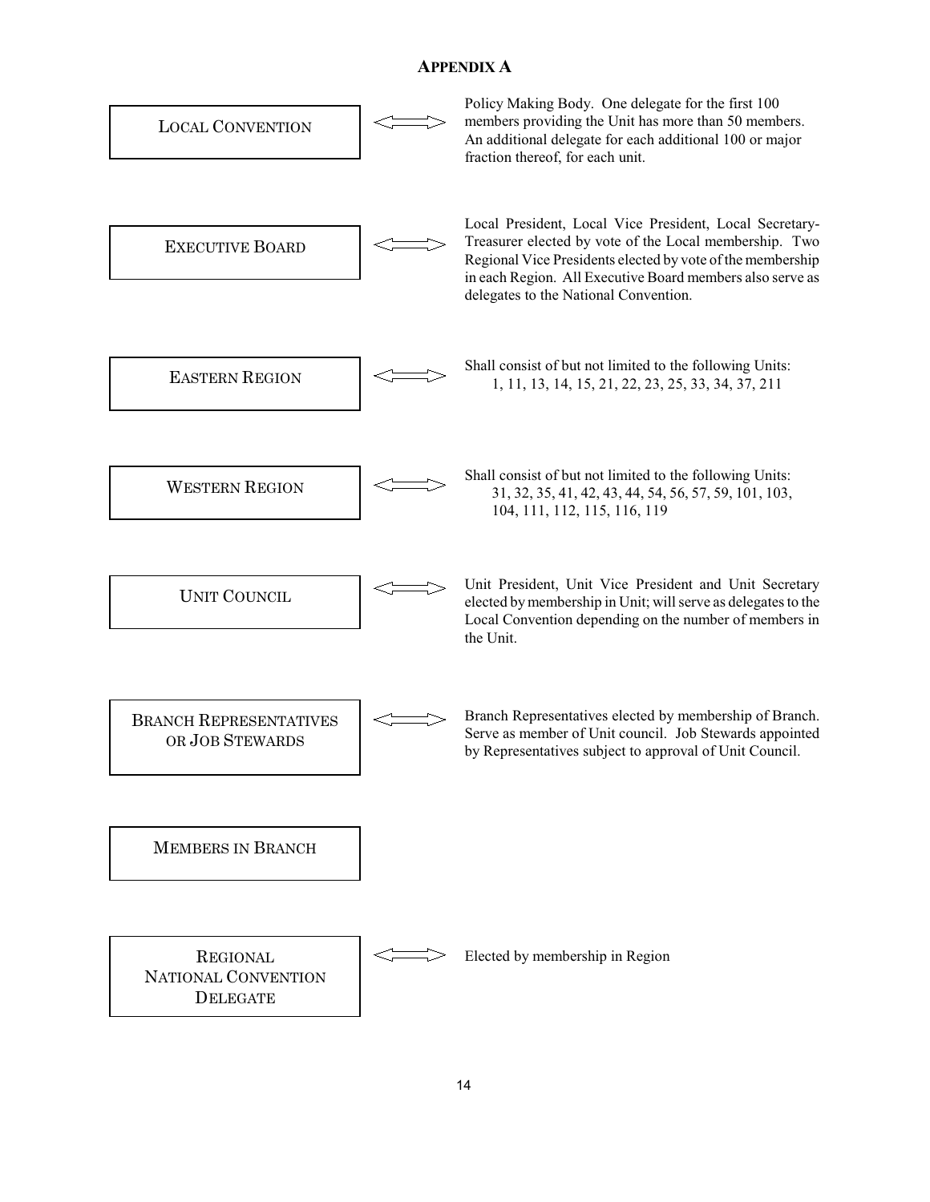## APPENDIX A

| | |
|---|---|
| LOCAL CONVENTION | Policy Making Body. One delegate for the first 100 members providing the Unit has more than 50 members. An additional delegate for each additional 100 or major fraction thereof, for each unit. |
| EXECUTIVE BOARD | Local President, Local Vice President, Local Secretary-Treasurer elected by vote of the Local membership. Two Regional Vice Presidents elected by vote of the membership in each Region. All Executive Board members also serve as delegates to the National Convention. |
| EASTERN REGION | Shall consist of but not limited to the following Units: 1, 11, 13, 14, 15, 21, 22, 23, 25, 33, 34, 37, 211 |
| WESTERN REGION | Shall consist of but not limited to the following Units: 31, 32, 35, 41, 42, 43, 44, 54, 56, 57, 59, 101, 103, 104, 111, 112, 115, 116, 119 |
| UNIT COUNCIL | Unit President, Unit Vice President and Unit Secretary elected by membership in Unit; will serve as delegates to the Local Convention depending on the number of members in the Unit. |
| BRANCH REPRESENTATIVES OR JOB STEWARDS | Branch Representatives elected by membership of Branch. Serve as member of Unit council. Job Stewards appointed by Representatives subject to approval of Unit Council. |
| MEMBERS IN BRANCH | |
| REGIONAL NATIONAL CONVENTION DELEGATE | Elected by membership in Region |